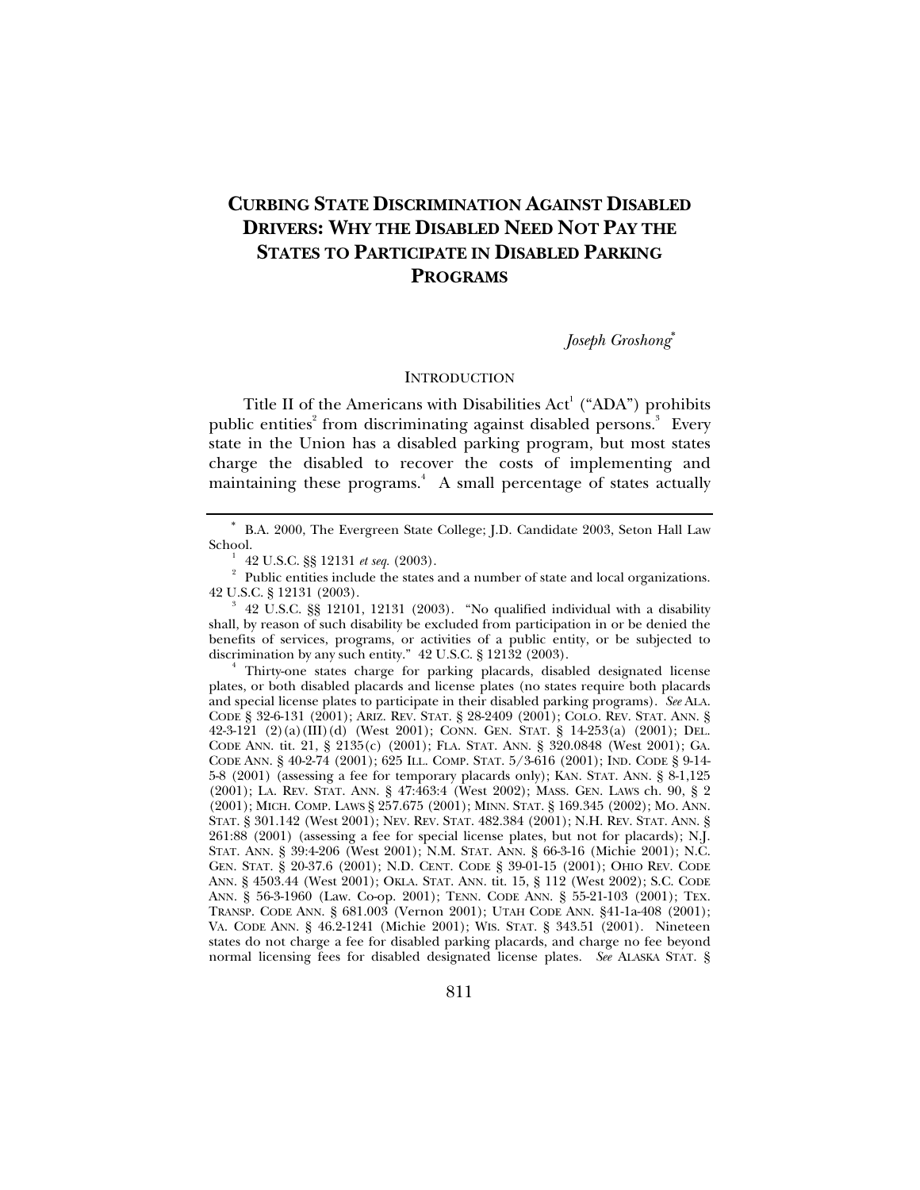# CURBING STATE DISCRIMINATION AGAINST DISABLED DRIVERS: WHY THE DISABLED NEED NOT PAY THE STATES TO PARTICIPATE IN DISABLED PARKING PROGRAMS

*Joseph Groshong*[*]

## INTRODUCTION

Title II of the Americans with Disabilities Act[1] ("ADA") prohibits public entities[2] from discriminating against disabled persons.[3] Every state in the Union has a disabled parking program, but most states charge the disabled to recover the costs of implementing and maintaining these programs.[4] A small percentage of states actually

---

[*] B.A. 2000, The Evergreen State College; J.D. Candidate 2003, Seton Hall Law School.

[1] 42 U.S.C. §§ 12131 *et seq.* (2003).

[2] Public entities include the states and a number of state and local organizations. 42 U.S.C. § 12131 (2003).

[3] 42 U.S.C. §§ 12101, 12131 (2003). "No qualified individual with a disability shall, by reason of such disability be excluded from participation in or be denied the benefits of services, programs, or activities of a public entity, or be subjected to discrimination by any such entity." 42 U.S.C. § 12132 (2003).

[4] Thirty-one states charge for parking placards, disabled designated license plates, or both disabled placards and license plates (no states require both placards and special license plates to participate in their disabled parking programs). *See* ALA. CODE § 32-6-131 (2001); ARIZ. REV. STAT. § 28-2409 (2001); COLO. REV. STAT. ANN. § 42-3-121 (2)(a)(III)(d) (West 2001); CONN. GEN. STAT. § 14-253(a) (2001); DEL. CODE ANN. tit. 21, § 2135(c) (2001); FLA. STAT. ANN. § 320.0848 (West 2001); GA. CODE ANN. § 40-2-74 (2001); 625 ILL. COMP. STAT. 5/3-616 (2001); IND. CODE § 9-14-5-8 (2001) (assessing a fee for temporary placards only); KAN. STAT. ANN. § 8-1,125 (2001); LA. REV. STAT. ANN. § 47:463:4 (West 2002); MASS. GEN. LAWS ch. 90, § 2 (2001); MICH. COMP. LAWS § 257.675 (2001); MINN. STAT. § 169.345 (2002); MO. ANN. STAT. § 301.142 (West 2001); NEV. REV. STAT. 482.384 (2001); N.H. REV. STAT. ANN. § 261:88 (2001) (assessing a fee for special license plates, but not for placards); N.J. STAT. ANN. § 39:4-206 (West 2001); N.M. STAT. ANN. § 66-3-16 (Michie 2001); N.C. GEN. STAT. § 20-37.6 (2001); N.D. CENT. CODE § 39-01-15 (2001); OHIO REV. CODE ANN. § 4503.44 (West 2001); OKLA. STAT. ANN. tit. 15, § 112 (West 2002); S.C. CODE ANN. § 56-3-1960 (Law. Co-op. 2001); TENN. CODE ANN. § 55-21-103 (2001); TEX. TRANSP. CODE ANN. § 681.003 (Vernon 2001); UTAH CODE ANN. §41-1a-408 (2001); VA. CODE ANN. § 46.2-1241 (Michie 2001); WIS. STAT. § 343.51 (2001). Nineteen states do not charge a fee for disabled parking placards, and charge no fee beyond normal licensing fees for disabled designated license plates. *See* ALASKA STAT. §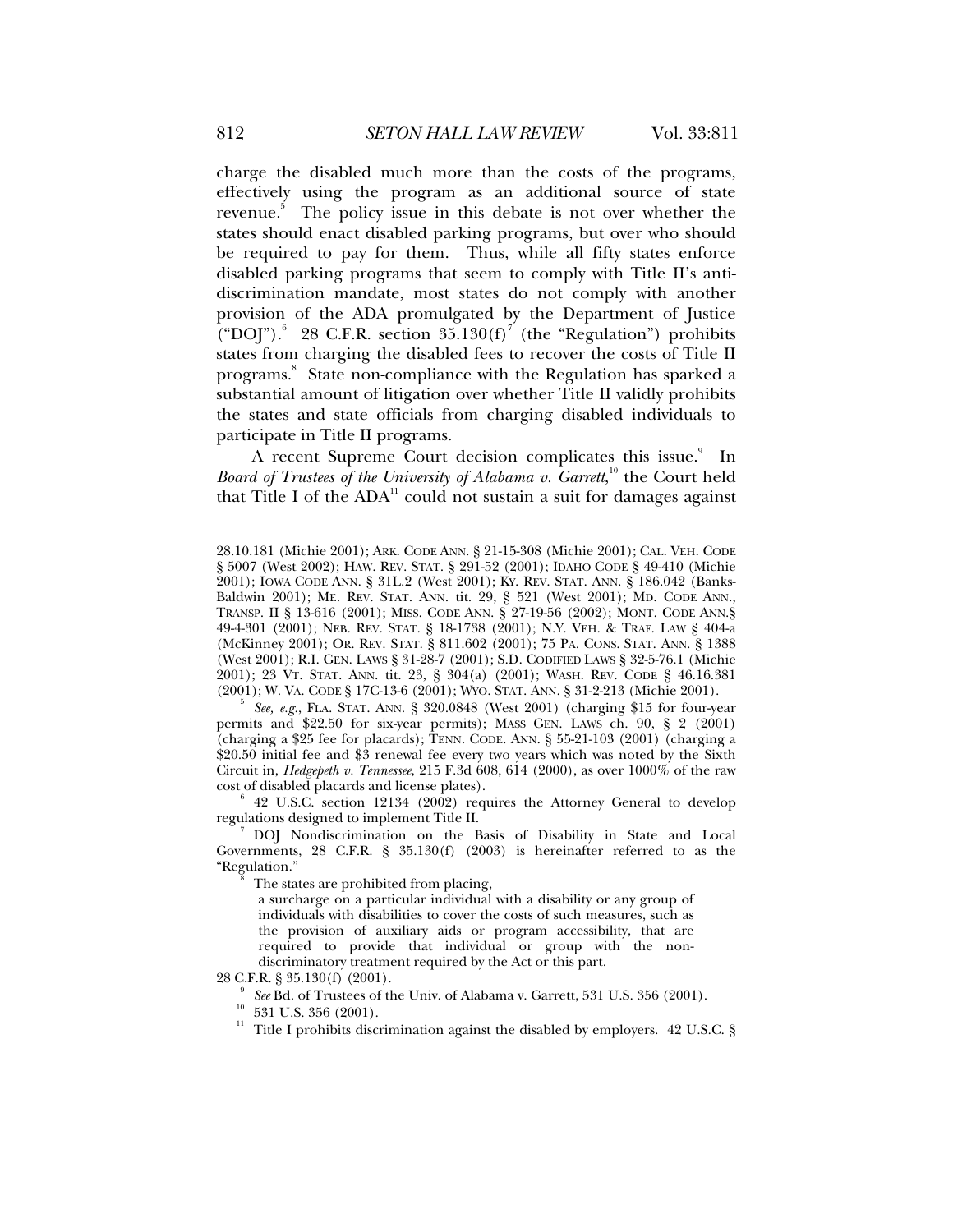charge the disabled much more than the costs of the programs, effectively using the program as an additional source of state revenue.[5] The policy issue in this debate is not over whether the states should enact disabled parking programs, but over who should be required to pay for them. Thus, while all fifty states enforce disabled parking programs that seem to comply with Title II's anti-discrimination mandate, most states do not comply with another provision of the ADA promulgated by the Department of Justice ("DOJ").[6] 28 C.F.R. section 35.130(f)[7] (the "Regulation") prohibits states from charging the disabled fees to recover the costs of Title II programs.[8] State non-compliance with the Regulation has sparked a substantial amount of litigation over whether Title II validly prohibits the states and state officials from charging disabled individuals to participate in Title II programs.

A recent Supreme Court decision complicates this issue.[9] In *Board of Trustees of the University of Alabama v. Garrett*,[10] the Court held that Title I of the ADA[11] could not sustain a suit for damages against

---

28.10.181 (Michie 2001); ARK. CODE ANN. § 21-15-308 (Michie 2001); CAL. VEH. CODE § 5007 (West 2002); HAW. REV. STAT. § 291-52 (2001); IDAHO CODE § 49-410 (Michie 2001); IOWA CODE ANN. § 31L.2 (West 2001); KY. REV. STAT. ANN. § 186.042 (Banks-Baldwin 2001); ME. REV. STAT. ANN. tit. 29, § 521 (West 2001); MD. CODE ANN., TRANSP. II § 13-616 (2001); MISS. CODE ANN. § 27-19-56 (2002); MONT. CODE ANN.§ 49-4-301 (2001); NEB. REV. STAT. § 18-1738 (2001); N.Y. VEH. & TRAF. LAW § 404-a (McKinney 2001); OR. REV. STAT. § 811.602 (2001); 75 PA. CONS. STAT. ANN. § 1388 (West 2001); R.I. GEN. LAWS § 31-28-7 (2001); S.D. CODIFIED LAWS § 32-5-76.1 (Michie 2001); 23 VT. STAT. ANN. tit. 23, § 304(a) (2001); WASH. REV. CODE § 46.16.381 (2001); W. VA. CODE § 17C-13-6 (2001); WYO. STAT. ANN. § 31-2-213 (Michie 2001).

[5] *See, e.g.*, FLA. STAT. ANN. § 320.0848 (West 2001) (charging $15 for four-year permits and $22.50 for six-year permits); MASS GEN. LAWS ch. 90, § 2 (2001) (charging a $25 fee for placards); TENN. CODE. ANN. § 55-21-103 (2001) (charging a $20.50 initial fee and $3 renewal fee every two years which was noted by the Sixth Circuit in, *Hedgepeth v. Tennessee*, 215 F.3d 608, 614 (2000), as over 1000% of the raw cost of disabled placards and license plates).

[6] 42 U.S.C. section 12134 (2002) requires the Attorney General to develop regulations designed to implement Title II.

[7] DOJ Nondiscrimination on the Basis of Disability in State and Local Governments, 28 C.F.R. § 35.130(f) (2003) is hereinafter referred to as the "Regulation."

[8] The states are prohibited from placing,

> a surcharge on a particular individual with a disability or any group of individuals with disabilities to cover the costs of such measures, such as the provision of auxiliary aids or program accessibility, that are required to provide that individual or group with the non-discriminatory treatment required by the Act or this part.

28 C.F.R. § 35.130(f) (2001).

[9] *See* Bd. of Trustees of the Univ. of Alabama v. Garrett, 531 U.S. 356 (2001).

[10] 531 U.S. 356 (2001).

[11] Title I prohibits discrimination against the disabled by employers. 42 U.S.C. §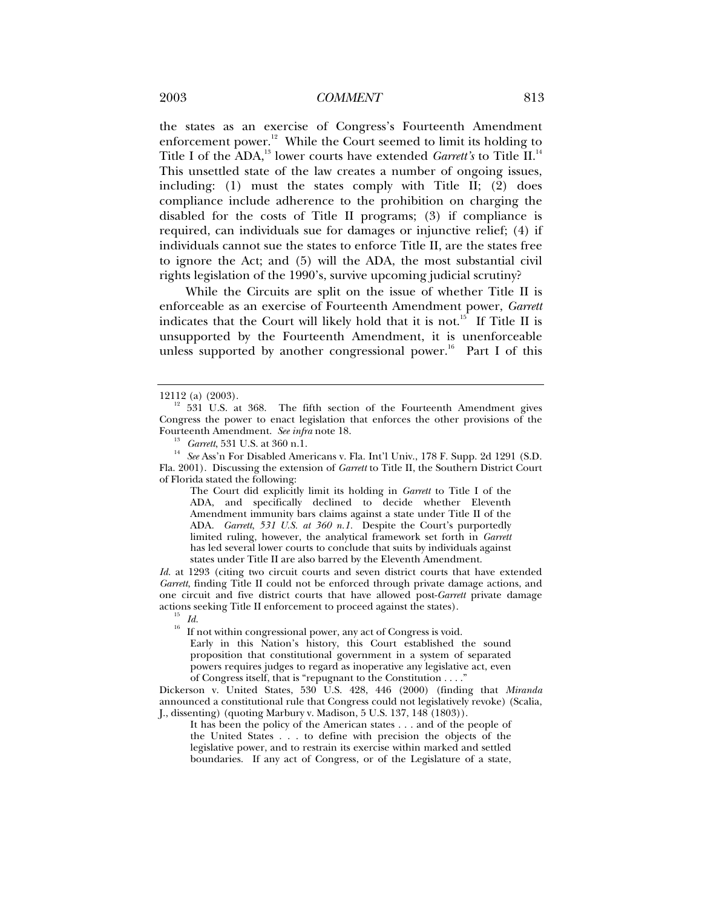the states as an exercise of Congress's Fourteenth Amendment enforcement power.[12] While the Court seemed to limit its holding to Title I of the ADA,[13] lower courts have extended *Garrett's* to Title II.[14] This unsettled state of the law creates a number of ongoing issues, including: (1) must the states comply with Title II; (2) does compliance include adherence to the prohibition on charging the disabled for the costs of Title II programs; (3) if compliance is required, can individuals sue for damages or injunctive relief; (4) if individuals cannot sue the states to enforce Title II, are the states free to ignore the Act; and (5) will the ADA, the most substantial civil rights legislation of the 1990's, survive upcoming judicial scrutiny?

While the Circuits are split on the issue of whether Title II is enforceable as an exercise of Fourteenth Amendment power, *Garrett* indicates that the Court will likely hold that it is not.[15] If Title II is unsupported by the Fourteenth Amendment, it is unenforceable unless supported by another congressional power.[16] Part I of this

---

12112 (a) (2003).

[12] 531 U.S. at 368. The fifth section of the Fourteenth Amendment gives Congress the power to enact legislation that enforces the other provisions of the Fourteenth Amendment. *See infra* note 18.

[13] *Garrett*, 531 U.S. at 360 n.1.

[14] *See* Ass'n For Disabled Americans v. Fla. Int'l Univ., 178 F. Supp. 2d 1291 (S.D. Fla. 2001). Discussing the extension of *Garrett* to Title II, the Southern District Court of Florida stated the following:

> The Court did explicitly limit its holding in *Garrett* to Title I of the ADA, and specifically declined to decide whether Eleventh Amendment immunity bars claims against a state under Title II of the ADA. *Garrett*, *531 U.S. at 360 n.1.* Despite the Court's purportedly limited ruling, however, the analytical framework set forth in *Garrett* has led several lower courts to conclude that suits by individuals against states under Title II are also barred by the Eleventh Amendment.

*Id.* at 1293 (citing two circuit courts and seven district courts that have extended *Garrett*, finding Title II could not be enforced through private damage actions, and one circuit and five district courts that have allowed post-*Garrett* private damage actions seeking Title II enforcement to proceed against the states).

[15] *Id.*

[16] If not within congressional power, any act of Congress is void.

> Early in this Nation's history, this Court established the sound proposition that constitutional government in a system of separated powers requires judges to regard as inoperative any legislative act, even of Congress itself, that is "repugnant to the Constitution . . . ."

Dickerson v. United States, 530 U.S. 428, 446 (2000) (finding that *Miranda* announced a constitutional rule that Congress could not legislatively revoke) (Scalia, J., dissenting) (quoting Marbury v. Madison, 5 U.S. 137, 148 (1803)).

> It has been the policy of the American states . . . and of the people of the United States . . . to define with precision the objects of the legislative power, and to restrain its exercise within marked and settled boundaries. If any act of Congress, or of the Legislature of a state,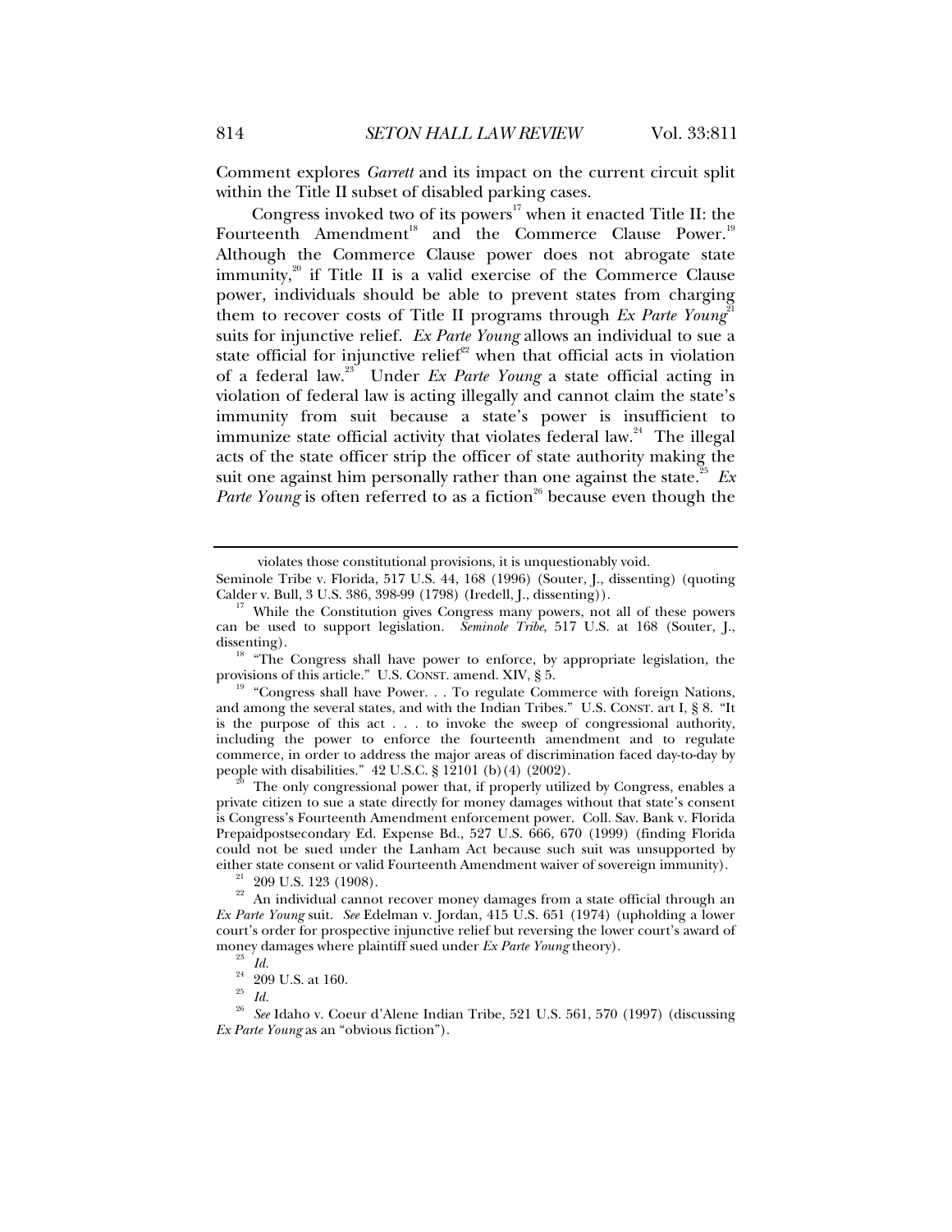Comment explores *Garrett* and its impact on the current circuit split within the Title II subset of disabled parking cases.

Congress invoked two of its powers[17] when it enacted Title II: the Fourteenth Amendment[18] and the Commerce Clause Power.[19] Although the Commerce Clause power does not abrogate state immunity,[20] if Title II is a valid exercise of the Commerce Clause power, individuals should be able to prevent states from charging them to recover costs of Title II programs through *Ex Parte Young*[21] suits for injunctive relief. *Ex Parte Young* allows an individual to sue a state official for injunctive relief[22] when that official acts in violation of a federal law.[23] Under *Ex Parte Young* a state official acting in violation of federal law is acting illegally and cannot claim the state's immunity from suit because a state's power is insufficient to immunize state official activity that violates federal law.[24] The illegal acts of the state officer strip the officer of state authority making the suit one against him personally rather than one against the state.[25] *Ex Parte Young* is often referred to as a fiction[26] because even though the

---

violates those constitutional provisions, it is unquestionably void.

Seminole Tribe v. Florida, 517 U.S. 44, 168 (1996) (Souter, J., dissenting) (quoting Calder v. Bull, 3 U.S. 386, 398-99 (1798) (Iredell, J., dissenting)).

[17] While the Constitution gives Congress many powers, not all of these powers can be used to support legislation. *Seminole Tribe*, 517 U.S. at 168 (Souter, J., dissenting).

[18] "The Congress shall have power to enforce, by appropriate legislation, the provisions of this article." U.S. CONST. amend. XIV, § 5.

[19] "Congress shall have Power. . . To regulate Commerce with foreign Nations, and among the several states, and with the Indian Tribes." U.S. CONST. art I, § 8. "It is the purpose of this act . . . to invoke the sweep of congressional authority, including the power to enforce the fourteenth amendment and to regulate commerce, in order to address the major areas of discrimination faced day-to-day by people with disabilities." 42 U.S.C. § 12101 (b)(4) (2002).

[20] The only congressional power that, if properly utilized by Congress, enables a private citizen to sue a state directly for money damages without that state's consent is Congress's Fourteenth Amendment enforcement power. Coll. Sav. Bank v. Florida Prepaidpostsecondary Ed. Expense Bd., 527 U.S. 666, 670 (1999) (finding Florida could not be sued under the Lanham Act because such suit was unsupported by either state consent or valid Fourteenth Amendment waiver of sovereign immunity).

[21] 209 U.S. 123 (1908).

[22] An individual cannot recover money damages from a state official through an *Ex Parte Young* suit. *See* Edelman v. Jordan, 415 U.S. 651 (1974) (upholding a lower court's order for prospective injunctive relief but reversing the lower court's award of money damages where plaintiff sued under *Ex Parte Young* theory).

[23] *Id.*

[24] 209 U.S. at 160.

[25] *Id.*

[26] *See* Idaho v. Coeur d'Alene Indian Tribe, 521 U.S. 561, 570 (1997) (discussing *Ex Parte Young* as an "obvious fiction").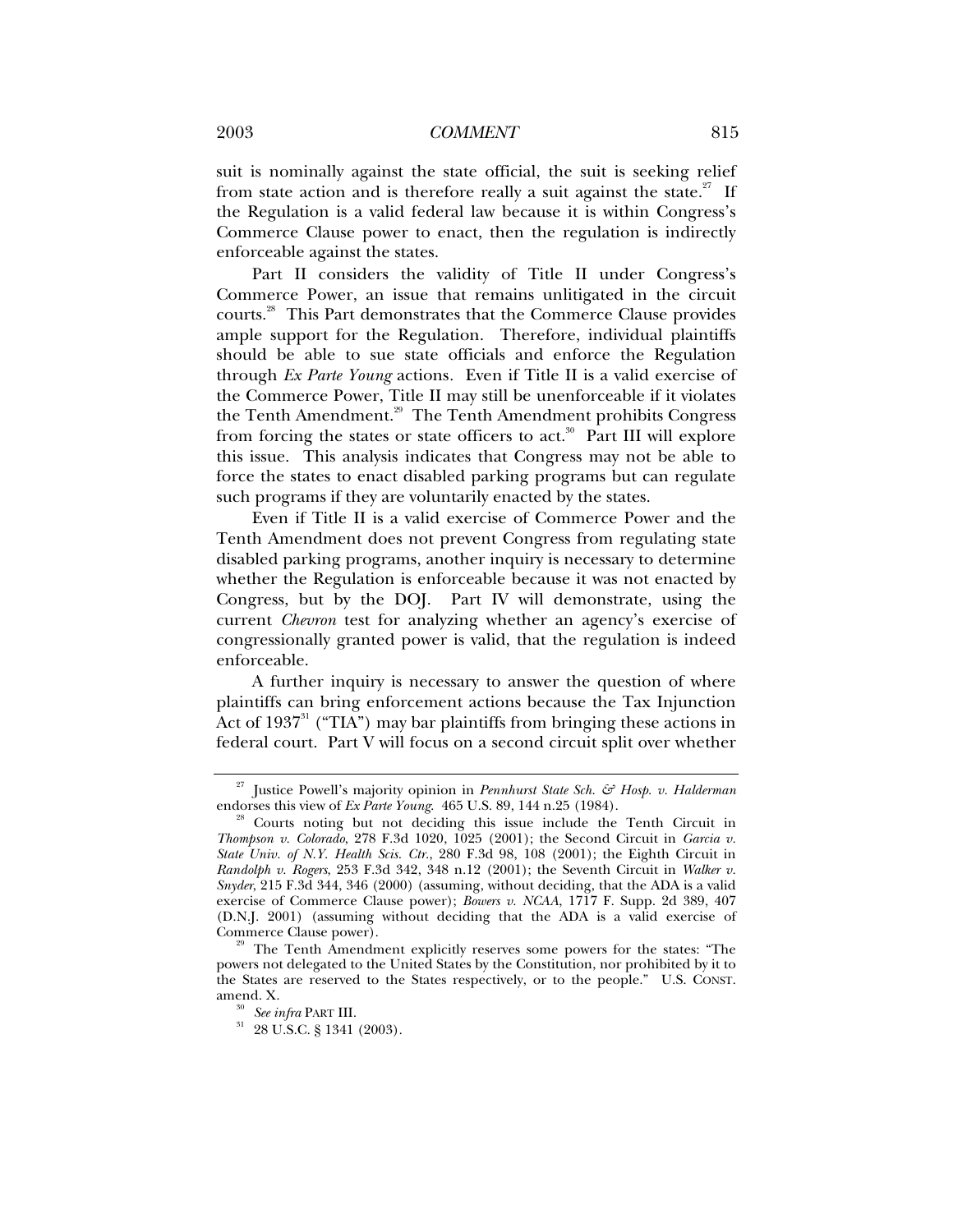suit is nominally against the state official, the suit is seeking relief from state action and is therefore really a suit against the state.[27] If the Regulation is a valid federal law because it is within Congress's Commerce Clause power to enact, then the regulation is indirectly enforceable against the states.

Part II considers the validity of Title II under Congress's Commerce Power, an issue that remains unlitigated in the circuit courts.[28] This Part demonstrates that the Commerce Clause provides ample support for the Regulation. Therefore, individual plaintiffs should be able to sue state officials and enforce the Regulation through *Ex Parte Young* actions. Even if Title II is a valid exercise of the Commerce Power, Title II may still be unenforceable if it violates the Tenth Amendment.[29] The Tenth Amendment prohibits Congress from forcing the states or state officers to act.[30] Part III will explore this issue. This analysis indicates that Congress may not be able to force the states to enact disabled parking programs but can regulate such programs if they are voluntarily enacted by the states.

Even if Title II is a valid exercise of Commerce Power and the Tenth Amendment does not prevent Congress from regulating state disabled parking programs, another inquiry is necessary to determine whether the Regulation is enforceable because it was not enacted by Congress, but by the DOJ. Part IV will demonstrate, using the current *Chevron* test for analyzing whether an agency's exercise of congressionally granted power is valid, that the regulation is indeed enforceable.

A further inquiry is necessary to answer the question of where plaintiffs can bring enforcement actions because the Tax Injunction Act of 1937[31] ("TIA") may bar plaintiffs from bringing these actions in federal court. Part V will focus on a second circuit split over whether

---

[27] Justice Powell's majority opinion in *Pennhurst State Sch. & Hosp. v. Halderman* endorses this view of *Ex Parte Young*. 465 U.S. 89, 144 n.25 (1984).

[28] Courts noting but not deciding this issue include the Tenth Circuit in *Thompson v. Colorado*, 278 F.3d 1020, 1025 (2001); the Second Circuit in *Garcia v. State Univ. of N.Y. Health Scis. Ctr.*, 280 F.3d 98, 108 (2001); the Eighth Circuit in *Randolph v. Rogers*, 253 F.3d 342, 348 n.12 (2001); the Seventh Circuit in *Walker v. Snyder*, 215 F.3d 344, 346 (2000) (assuming, without deciding, that the ADA is a valid exercise of Commerce Clause power); *Bowers v. NCAA*, 1717 F. Supp. 2d 389, 407 (D.N.J. 2001) (assuming without deciding that the ADA is a valid exercise of Commerce Clause power).

[29] The Tenth Amendment explicitly reserves some powers for the states: "The powers not delegated to the United States by the Constitution, nor prohibited by it to the States are reserved to the States respectively, or to the people." U.S. CONST. amend. X.

[30] *See infra* PART III.

[31] 28 U.S.C. § 1341 (2003).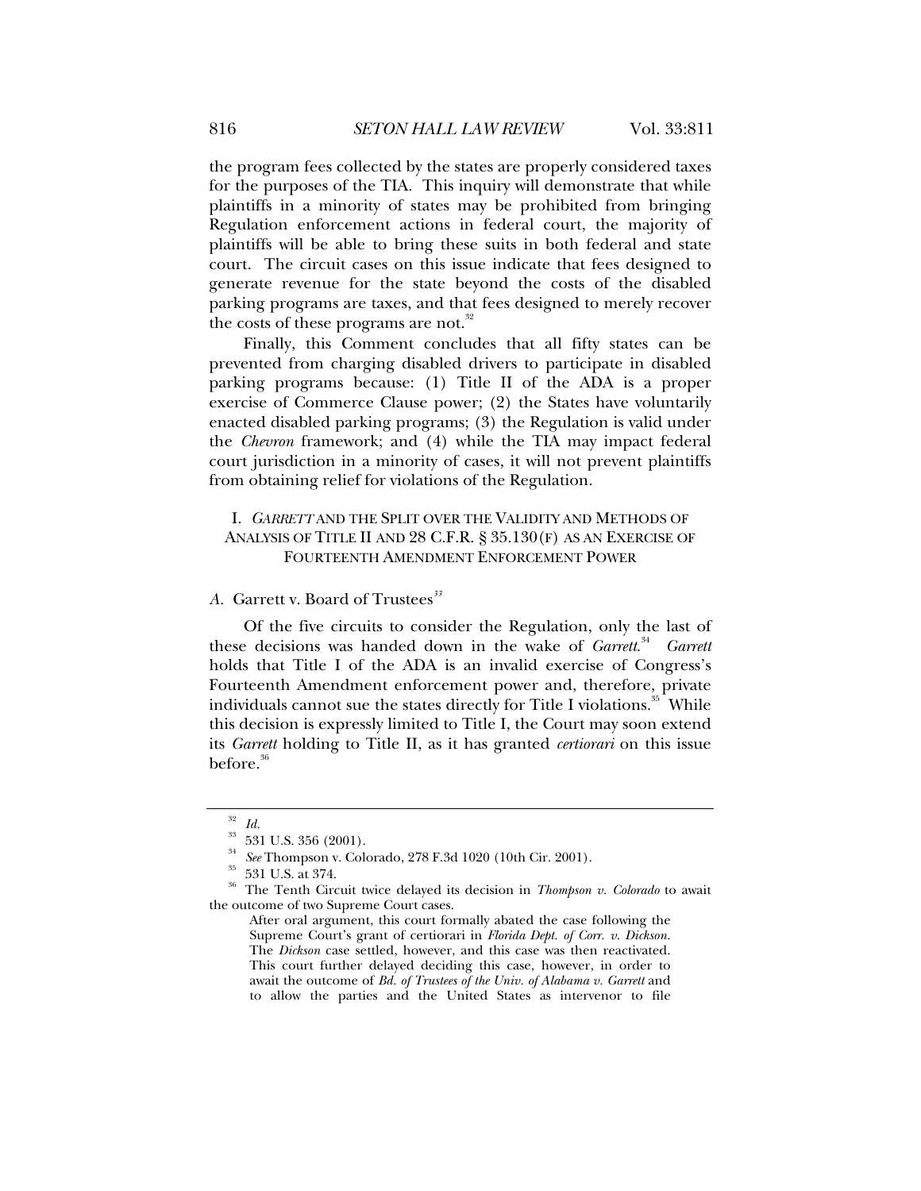the program fees collected by the states are properly considered taxes for the purposes of the TIA. This inquiry will demonstrate that while plaintiffs in a minority of states may be prohibited from bringing Regulation enforcement actions in federal court, the majority of plaintiffs will be able to bring these suits in both federal and state court. The circuit cases on this issue indicate that fees designed to generate revenue for the state beyond the costs of the disabled parking programs are taxes, and that fees designed to merely recover the costs of these programs are not.[32]

Finally, this Comment concludes that all fifty states can be prevented from charging disabled drivers to participate in disabled parking programs because: (1) Title II of the ADA is a proper exercise of Commerce Clause power; (2) the States have voluntarily enacted disabled parking programs; (3) the Regulation is valid under the *Chevron* framework; and (4) while the TIA may impact federal court jurisdiction in a minority of cases, it will not prevent plaintiffs from obtaining relief for violations of the Regulation.

## I. *GARRETT* AND THE SPLIT OVER THE VALIDITY AND METHODS OF ANALYSIS OF TITLE II AND 28 C.F.R. § 35.130(F) AS AN EXERCISE OF FOURTEENTH AMENDMENT ENFORCEMENT POWER

### *A.* Garrett v. Board of Trustees[33]

Of the five circuits to consider the Regulation, only the last of these decisions was handed down in the wake of *Garrett*.[34] *Garrett* holds that Title I of the ADA is an invalid exercise of Congress's Fourteenth Amendment enforcement power and, therefore, private individuals cannot sue the states directly for Title I violations.[35] While this decision is expressly limited to Title I, the Court may soon extend its *Garrett* holding to Title II, as it has granted *certiorari* on this issue before.[36]

---

[32] *Id.*

[33] 531 U.S. 356 (2001).

[34] *See* Thompson v. Colorado, 278 F.3d 1020 (10th Cir. 2001).

[35] 531 U.S. at 374.

[36] The Tenth Circuit twice delayed its decision in *Thompson v. Colorado* to await the outcome of two Supreme Court cases.

> After oral argument, this court formally abated the case following the Supreme Court's grant of certiorari in *Florida Dept. of Corr. v. Dickson*. The *Dickson* case settled, however, and this case was then reactivated. This court further delayed deciding this case, however, in order to await the outcome of *Bd. of Trustees of the Univ. of Alabama v. Garrett* and to allow the parties and the United States as intervenor to file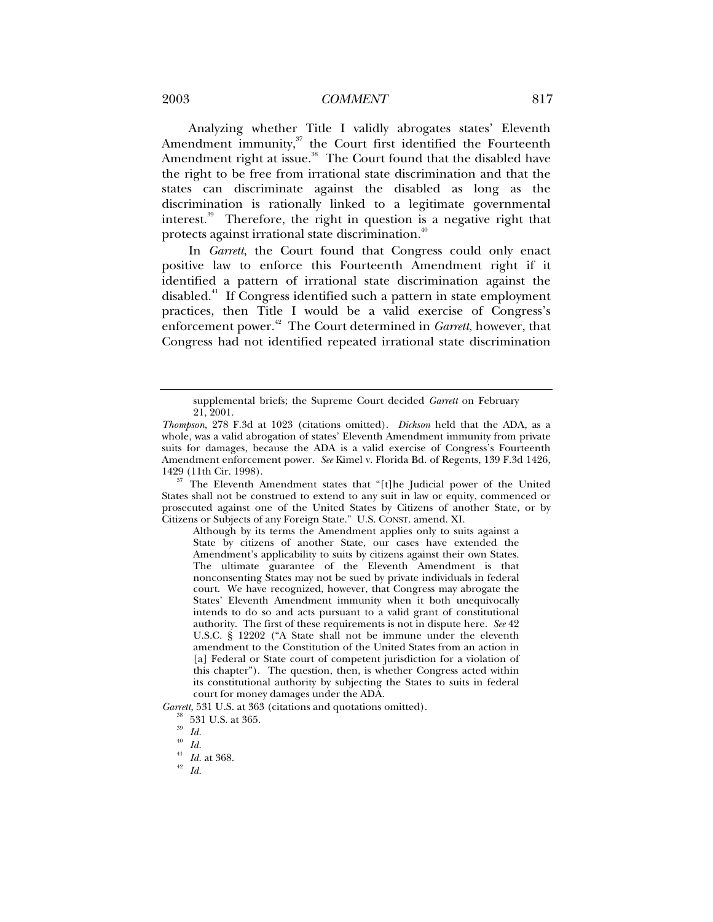Analyzing whether Title I validly abrogates states' Eleventh Amendment immunity,[37] the Court first identified the Fourteenth Amendment right at issue.[38] The Court found that the disabled have the right to be free from irrational state discrimination and that the states can discriminate against the disabled as long as the discrimination is rationally linked to a legitimate governmental interest.[39] Therefore, the right in question is a negative right that protects against irrational state discrimination.[40]

In *Garrett*, the Court found that Congress could only enact positive law to enforce this Fourteenth Amendment right if it identified a pattern of irrational state discrimination against the disabled.[41] If Congress identified such a pattern in state employment practices, then Title I would be a valid exercise of Congress's enforcement power.[42] The Court determined in *Garrett*, however, that Congress had not identified repeated irrational state discrimination

---

> supplemental briefs; the Supreme Court decided *Garrett* on February 21, 2001.

*Thompson*, 278 F.3d at 1023 (citations omitted). *Dickson* held that the ADA, as a whole, was a valid abrogation of states' Eleventh Amendment immunity from private suits for damages, because the ADA is a valid exercise of Congress's Fourteenth Amendment enforcement power. *See* Kimel v. Florida Bd. of Regents, 139 F.3d 1426, 1429 (11th Cir. 1998).

[37] The Eleventh Amendment states that "[t]he Judicial power of the United States shall not be construed to extend to any suit in law or equity, commenced or prosecuted against one of the United States by Citizens of another State, or by Citizens or Subjects of any Foreign State." U.S. CONST. amend. XI.

> Although by its terms the Amendment applies only to suits against a State by citizens of another State, our cases have extended the Amendment's applicability to suits by citizens against their own States. The ultimate guarantee of the Eleventh Amendment is that nonconsenting States may not be sued by private individuals in federal court. We have recognized, however, that Congress may abrogate the States' Eleventh Amendment immunity when it both unequivocally intends to do so and acts pursuant to a valid grant of constitutional authority. The first of these requirements is not in dispute here. *See* 42 U.S.C. § 12202 ("A State shall not be immune under the eleventh amendment to the Constitution of the United States from an action in [a] Federal or State court of competent jurisdiction for a violation of this chapter"). The question, then, is whether Congress acted within its constitutional authority by subjecting the States to suits in federal court for money damages under the ADA.

*Garrett*, 531 U.S. at 363 (citations and quotations omitted).

[38] 531 U.S. at 365.

[39] *Id.*

[40] *Id.*

[41] *Id.* at 368.

[42] *Id.*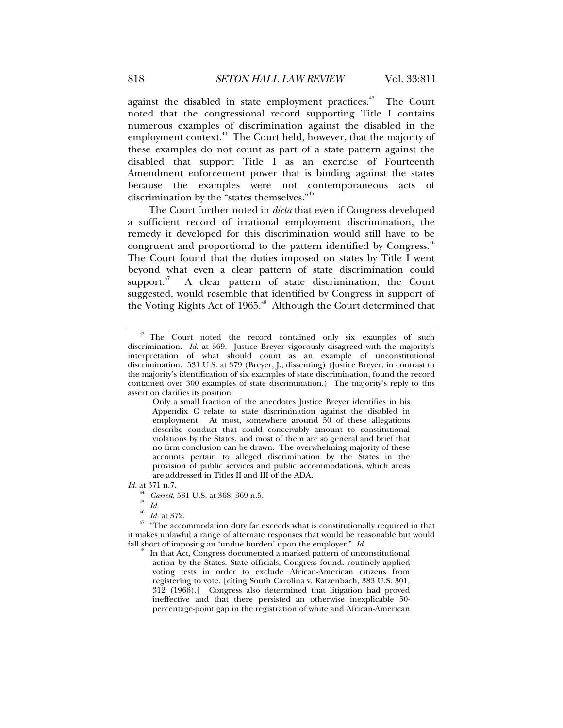against the disabled in state employment practices.[43] The Court noted that the congressional record supporting Title I contains numerous examples of discrimination against the disabled in the employment context.[44] The Court held, however, that the majority of these examples do not count as part of a state pattern against the disabled that support Title I as an exercise of Fourteenth Amendment enforcement power that is binding against the states because the examples were not contemporaneous acts of discrimination by the "states themselves."[45]

The Court further noted in *dicta* that even if Congress developed a sufficient record of irrational employment discrimination, the remedy it developed for this discrimination would still have to be congruent and proportional to the pattern identified by Congress.[46] The Court found that the duties imposed on states by Title I went beyond what even a clear pattern of state discrimination could support.[47] A clear pattern of state discrimination, the Court suggested, would resemble that identified by Congress in support of the Voting Rights Act of 1965.[48] Although the Court determined that

---

[43] The Court noted the record contained only six examples of such discrimination. *Id.* at 369. Justice Breyer vigorously disagreed with the majority's interpretation of what should count as an example of unconstitutional discrimination. 531 U.S. at 379 (Breyer, J., dissenting) (Justice Breyer, in contrast to the majority's identification of six examples of state discrimination, found the record contained over 300 examples of state discrimination.) The majority's reply to this assertion clarifies its position:

> Only a small fraction of the anecdotes Justice Breyer identifies in his Appendix C relate to state discrimination against the disabled in employment. At most, somewhere around 50 of these allegations describe conduct that could conceivably amount to constitutional violations by the States, and most of them are so general and brief that no firm conclusion can be drawn. The overwhelming majority of these accounts pertain to alleged discrimination by the States in the provision of public services and public accommodations, which areas are addressed in Titles II and III of the ADA.

*Id.* at 371 n.7.

[44] *Garrett*, 531 U.S. at 368, 369 n.5.

[45] *Id.*

[46] *Id.* at 372.

[47] "The accommodation duty far exceeds what is constitutionally required in that it makes unlawful a range of alternate responses that would be reasonable but would fall short of imposing an 'undue burden' upon the employer." *Id.*

[48]
> In that Act, Congress documented a marked pattern of unconstitutional action by the States. State officials, Congress found, routinely applied voting tests in order to exclude African-American citizens from registering to vote. [citing South Carolina v. Katzenbach, 383 U.S. 301, 312 (1966).] Congress also determined that litigation had proved ineffective and that there persisted an otherwise inexplicable 50-percentage-point gap in the registration of white and African-American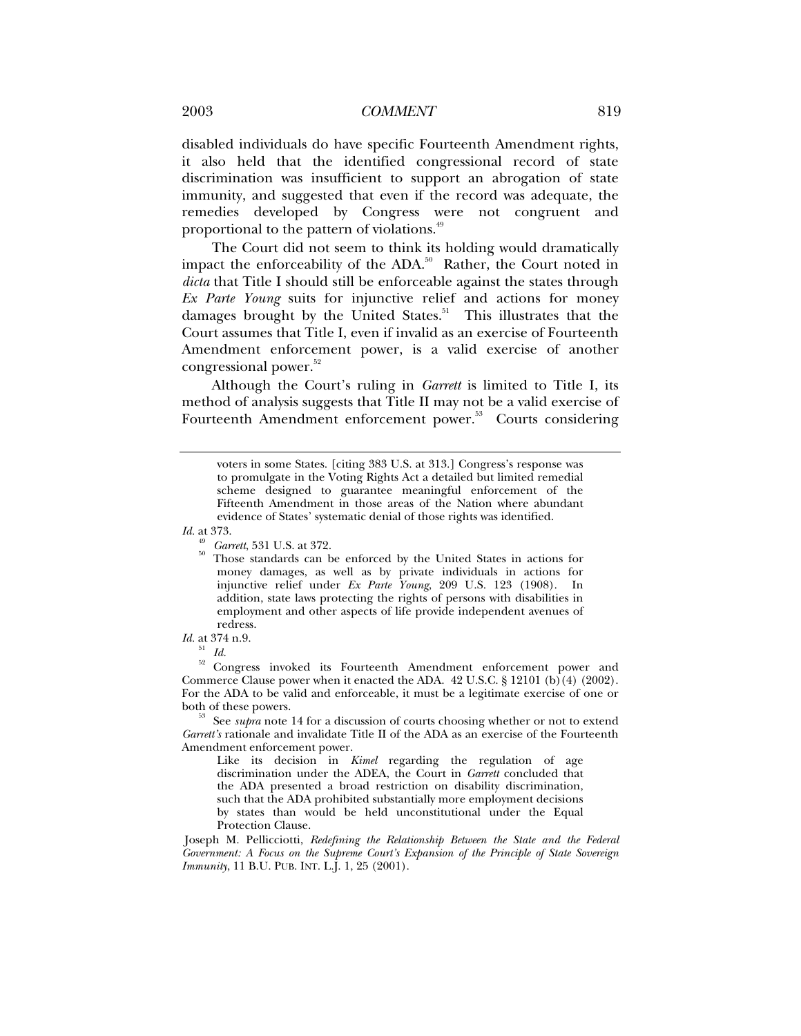disabled individuals do have specific Fourteenth Amendment rights, it also held that the identified congressional record of state discrimination was insufficient to support an abrogation of state immunity, and suggested that even if the record was adequate, the remedies developed by Congress were not congruent and proportional to the pattern of violations.[49]

The Court did not seem to think its holding would dramatically impact the enforceability of the ADA.[50] Rather, the Court noted in *dicta* that Title I should still be enforceable against the states through *Ex Parte Young* suits for injunctive relief and actions for money damages brought by the United States.[51] This illustrates that the Court assumes that Title I, even if invalid as an exercise of Fourteenth Amendment enforcement power, is a valid exercise of another congressional power.[52]

Although the Court's ruling in *Garrett* is limited to Title I, its method of analysis suggests that Title II may not be a valid exercise of Fourteenth Amendment enforcement power.[53] Courts considering

---

> voters in some States. [citing 383 U.S. at 313.] Congress's response was to promulgate in the Voting Rights Act a detailed but limited remedial scheme designed to guarantee meaningful enforcement of the Fifteenth Amendment in those areas of the Nation where abundant evidence of States' systematic denial of those rights was identified.

*Id.* at 373.

[49] *Garrett*, 531 U.S. at 372.

[50] 
> Those standards can be enforced by the United States in actions for money damages, as well as by private individuals in actions for injunctive relief under *Ex Parte Young*, 209 U.S. 123 (1908). In addition, state laws protecting the rights of persons with disabilities in employment and other aspects of life provide independent avenues of redress.

*Id.* at 374 n.9.

[51] *Id.*

[52] Congress invoked its Fourteenth Amendment enforcement power and Commerce Clause power when it enacted the ADA. 42 U.S.C. § 12101 (b)(4) (2002). For the ADA to be valid and enforceable, it must be a legitimate exercise of one or both of these powers.

[53] See *supra* note 14 for a discussion of courts choosing whether or not to extend *Garrett's* rationale and invalidate Title II of the ADA as an exercise of the Fourteenth Amendment enforcement power.

> Like its decision in *Kimel* regarding the regulation of age discrimination under the ADEA, the Court in *Garrett* concluded that the ADA presented a broad restriction on disability discrimination, such that the ADA prohibited substantially more employment decisions by states than would be held unconstitutional under the Equal Protection Clause.

Joseph M. Pellicciotti, *Redefining the Relationship Between the State and the Federal Government: A Focus on the Supreme Court's Expansion of the Principle of State Sovereign Immunity*, 11 B.U. PUB. INT. L.J. 1, 25 (2001).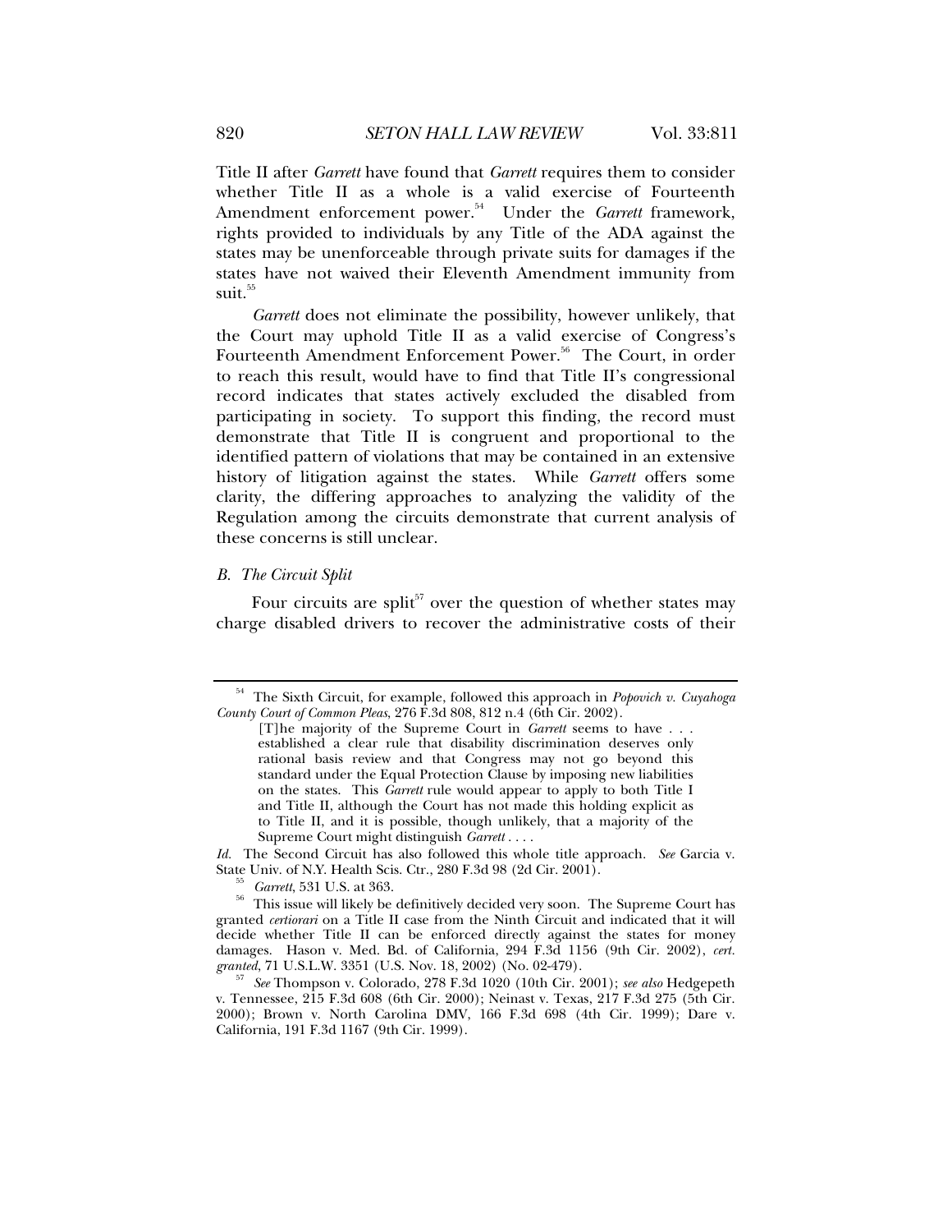Title II after *Garrett* have found that *Garrett* requires them to consider whether Title II as a whole is a valid exercise of Fourteenth Amendment enforcement power.[54] Under the *Garrett* framework, rights provided to individuals by any Title of the ADA against the states may be unenforceable through private suits for damages if the states have not waived their Eleventh Amendment immunity from suit.[55]

*Garrett* does not eliminate the possibility, however unlikely, that the Court may uphold Title II as a valid exercise of Congress's Fourteenth Amendment Enforcement Power.[56] The Court, in order to reach this result, would have to find that Title II's congressional record indicates that states actively excluded the disabled from participating in society. To support this finding, the record must demonstrate that Title II is congruent and proportional to the identified pattern of violations that may be contained in an extensive history of litigation against the states. While *Garrett* offers some clarity, the differing approaches to analyzing the validity of the Regulation among the circuits demonstrate that current analysis of these concerns is still unclear.

### *B. The Circuit Split*

Four circuits are split[57] over the question of whether states may charge disabled drivers to recover the administrative costs of their

---

[54] The Sixth Circuit, for example, followed this approach in *Popovich v. Cuyahoga County Court of Common Pleas*, 276 F.3d 808, 812 n.4 (6th Cir. 2002).

> [T]he majority of the Supreme Court in *Garrett* seems to have . . . established a clear rule that disability discrimination deserves only rational basis review and that Congress may not go beyond this standard under the Equal Protection Clause by imposing new liabilities on the states. This *Garrett* rule would appear to apply to both Title I and Title II, although the Court has not made this holding explicit as to Title II, and it is possible, though unlikely, that a majority of the Supreme Court might distinguish *Garrett* . . . .

*Id.* The Second Circuit has also followed this whole title approach. *See* Garcia v. State Univ. of N.Y. Health Scis. Ctr., 280 F.3d 98 (2d Cir. 2001).

[55] *Garrett*, 531 U.S. at 363.

[56] This issue will likely be definitively decided very soon. The Supreme Court has granted *certiorari* on a Title II case from the Ninth Circuit and indicated that it will decide whether Title II can be enforced directly against the states for money damages. Hason v. Med. Bd. of California, 294 F.3d 1156 (9th Cir. 2002), *cert. granted*, 71 U.S.L.W. 3351 (U.S. Nov. 18, 2002) (No. 02-479).

[57] *See* Thompson v. Colorado, 278 F.3d 1020 (10th Cir. 2001); *see also* Hedgepeth v. Tennessee, 215 F.3d 608 (6th Cir. 2000); Neinast v. Texas, 217 F.3d 275 (5th Cir. 2000); Brown v. North Carolina DMV, 166 F.3d 698 (4th Cir. 1999); Dare v. California, 191 F.3d 1167 (9th Cir. 1999).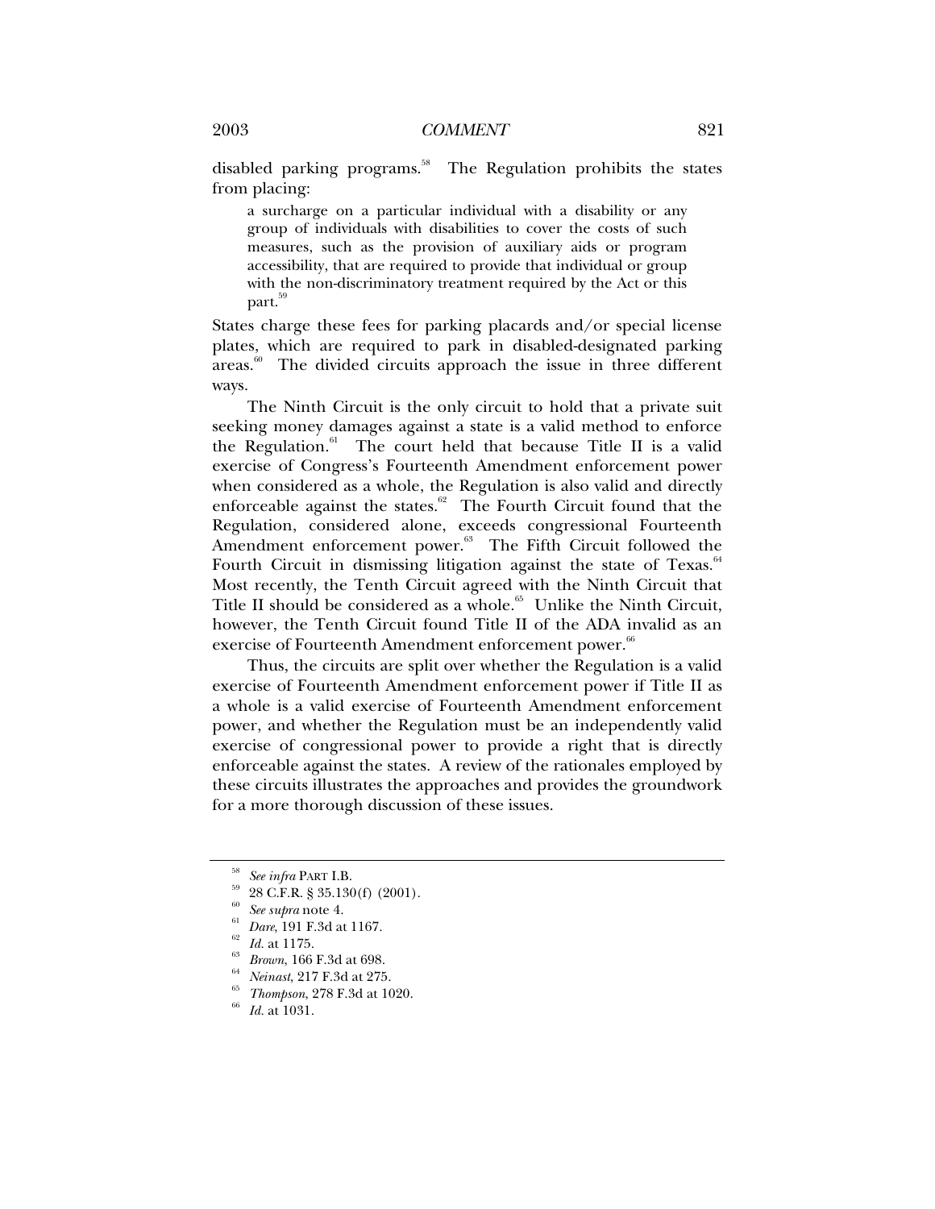disabled parking programs.[58] The Regulation prohibits the states from placing:

> a surcharge on a particular individual with a disability or any group of individuals with disabilities to cover the costs of such measures, such as the provision of auxiliary aids or program accessibility, that are required to provide that individual or group with the non-discriminatory treatment required by the Act or this part.[59]

States charge these fees for parking placards and/or special license plates, which are required to park in disabled-designated parking areas.[60] The divided circuits approach the issue in three different ways.

The Ninth Circuit is the only circuit to hold that a private suit seeking money damages against a state is a valid method to enforce the Regulation.[61] The court held that because Title II is a valid exercise of Congress's Fourteenth Amendment enforcement power when considered as a whole, the Regulation is also valid and directly enforceable against the states.[62] The Fourth Circuit found that the Regulation, considered alone, exceeds congressional Fourteenth Amendment enforcement power.[63] The Fifth Circuit followed the Fourth Circuit in dismissing litigation against the state of Texas.[64] Most recently, the Tenth Circuit agreed with the Ninth Circuit that Title II should be considered as a whole.[65] Unlike the Ninth Circuit, however, the Tenth Circuit found Title II of the ADA invalid as an exercise of Fourteenth Amendment enforcement power.[66]

Thus, the circuits are split over whether the Regulation is a valid exercise of Fourteenth Amendment enforcement power if Title II as a whole is a valid exercise of Fourteenth Amendment enforcement power, and whether the Regulation must be an independently valid exercise of congressional power to provide a right that is directly enforceable against the states. A review of the rationales employed by these circuits illustrates the approaches and provides the groundwork for a more thorough discussion of these issues.

---

[58] *See infra* PART I.B.

[59] 28 C.F.R. § 35.130(f) (2001).

[60] *See supra* note 4.

[61] *Dare*, 191 F.3d at 1167.

[62] *Id.* at 1175.

[63] *Brown*, 166 F.3d at 698.

[64] *Neinast*, 217 F.3d at 275.

[65] *Thompson*, 278 F.3d at 1020.

[66] *Id.* at 1031.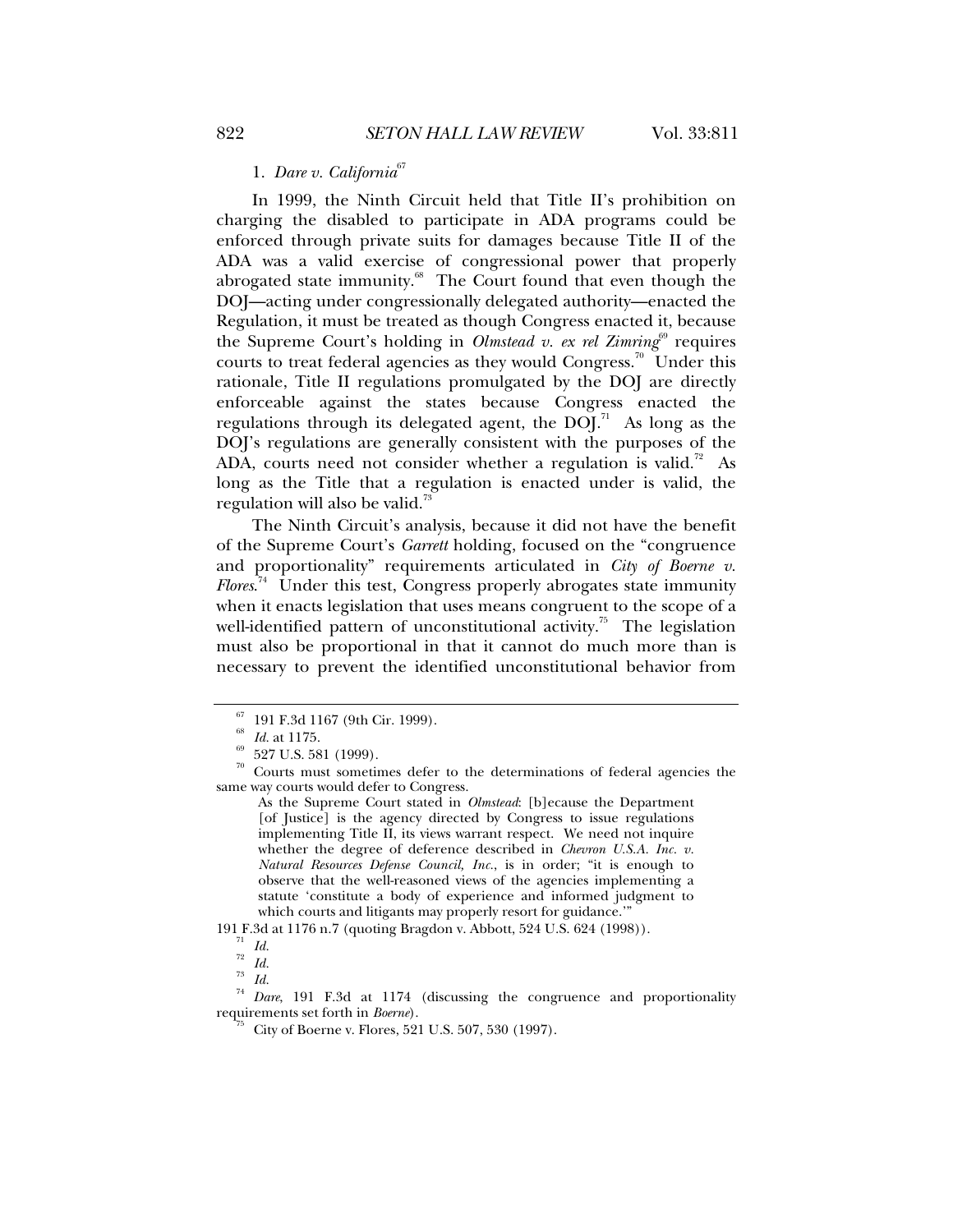### 1. *Dare v. California*[67]

In 1999, the Ninth Circuit held that Title II's prohibition on charging the disabled to participate in ADA programs could be enforced through private suits for damages because Title II of the ADA was a valid exercise of congressional power that properly abrogated state immunity.[68] The Court found that even though the DOJ—acting under congressionally delegated authority—enacted the Regulation, it must be treated as though Congress enacted it, because the Supreme Court's holding in *Olmstead v. ex rel Zimring*[69] requires courts to treat federal agencies as they would Congress.[70] Under this rationale, Title II regulations promulgated by the DOJ are directly enforceable against the states because Congress enacted the regulations through its delegated agent, the DOJ.[71] As long as the DOJ's regulations are generally consistent with the purposes of the ADA, courts need not consider whether a regulation is valid.[72] As long as the Title that a regulation is enacted under is valid, the regulation will also be valid.[73]

The Ninth Circuit's analysis, because it did not have the benefit of the Supreme Court's *Garrett* holding, focused on the "congruence and proportionality" requirements articulated in *City of Boerne v. Flores*.[74] Under this test, Congress properly abrogates state immunity when it enacts legislation that uses means congruent to the scope of a well-identified pattern of unconstitutional activity.[75] The legislation must also be proportional in that it cannot do much more than is necessary to prevent the identified unconstitutional behavior from

---

[67] 191 F.3d 1167 (9th Cir. 1999).

[68] *Id.* at 1175.

[69] 527 U.S. 581 (1999).

[70] Courts must sometimes defer to the determinations of federal agencies the same way courts would defer to Congress.

> As the Supreme Court stated in *Olmstead*: [b]ecause the Department [of Justice] is the agency directed by Congress to issue regulations implementing Title II, its views warrant respect. We need not inquire whether the degree of deference described in *Chevron U.S.A. Inc. v. Natural Resources Defense Council, Inc.*, is in order; "it is enough to observe that the well-reasoned views of the agencies implementing a statute 'constitute a body of experience and informed judgment to which courts and litigants may properly resort for guidance.'"

191 F.3d at 1176 n.7 (quoting Bragdon v. Abbott, 524 U.S. 624 (1998)).

[71] *Id.*

[72] *Id.*

[73] *Id.*

[74] *Dare*, 191 F.3d at 1174 (discussing the congruence and proportionality requirements set forth in *Boerne*).

[75] City of Boerne v. Flores, 521 U.S. 507, 530 (1997).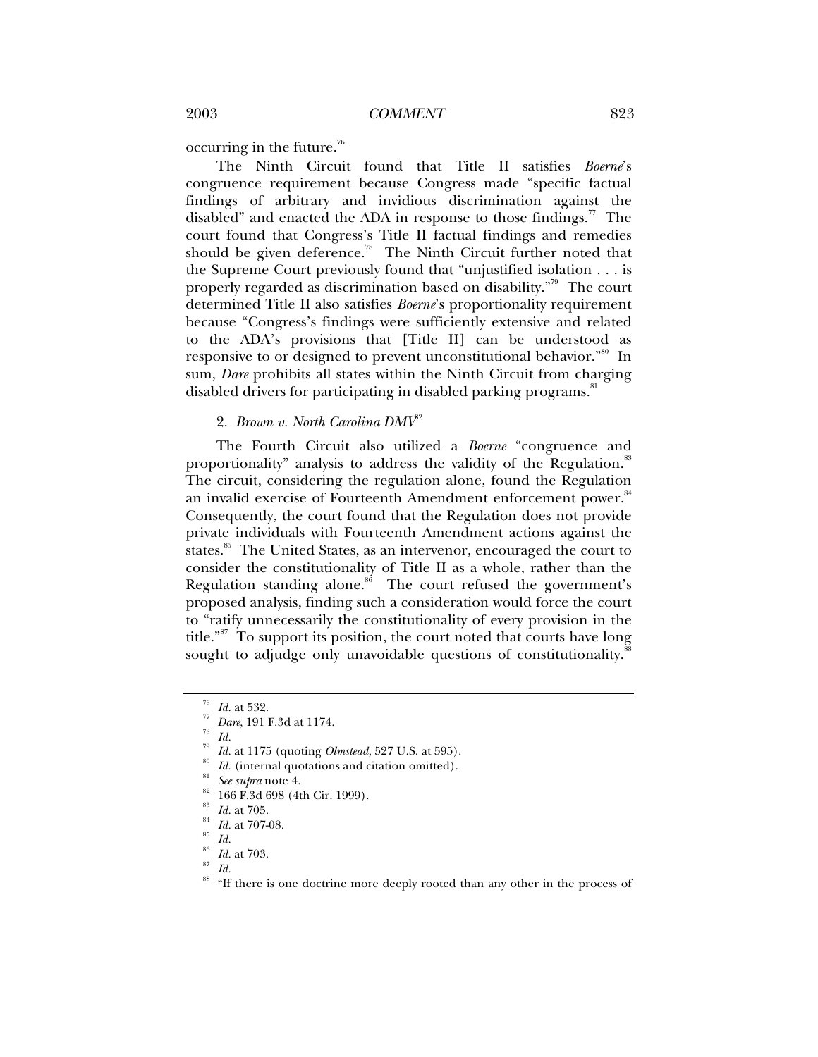occurring in the future.[76]

The Ninth Circuit found that Title II satisfies *Boerne*'s congruence requirement because Congress made "specific factual findings of arbitrary and invidious discrimination against the disabled" and enacted the ADA in response to those findings.[77] The court found that Congress's Title II factual findings and remedies should be given deference.[78] The Ninth Circuit further noted that the Supreme Court previously found that "unjustified isolation . . . is properly regarded as discrimination based on disability."[79] The court determined Title II also satisfies *Boerne*'s proportionality requirement because "Congress's findings were sufficiently extensive and related to the ADA's provisions that [Title II] can be understood as responsive to or designed to prevent unconstitutional behavior."[80] In sum, *Dare* prohibits all states within the Ninth Circuit from charging disabled drivers for participating in disabled parking programs.[81]

### 2. *Brown v. North Carolina DMV*[82]

The Fourth Circuit also utilized a *Boerne* "congruence and proportionality" analysis to address the validity of the Regulation.[83] The circuit, considering the regulation alone, found the Regulation an invalid exercise of Fourteenth Amendment enforcement power.[84] Consequently, the court found that the Regulation does not provide private individuals with Fourteenth Amendment actions against the states.[85] The United States, as an intervenor, encouraged the court to consider the constitutionality of Title II as a whole, rather than the Regulation standing alone.[86] The court refused the government's proposed analysis, finding such a consideration would force the court to "ratify unnecessarily the constitutionality of every provision in the title."[87] To support its position, the court noted that courts have long sought to adjudge only unavoidable questions of constitutionality.[88]

---

[76] *Id.* at 532.

[77] *Dare*, 191 F.3d at 1174.

[78] *Id.*

[79] *Id.* at 1175 (quoting *Olmstead*, 527 U.S. at 595).

[80] *Id.* (internal quotations and citation omitted).

[81] *See supra* note 4.

[82] 166 F.3d 698 (4th Cir. 1999).

[83] *Id.* at 705.

[84] *Id.* at 707-08.

[85] *Id.*

[86] *Id.* at 703.

[87] *Id.*

[88] "If there is one doctrine more deeply rooted than any other in the process of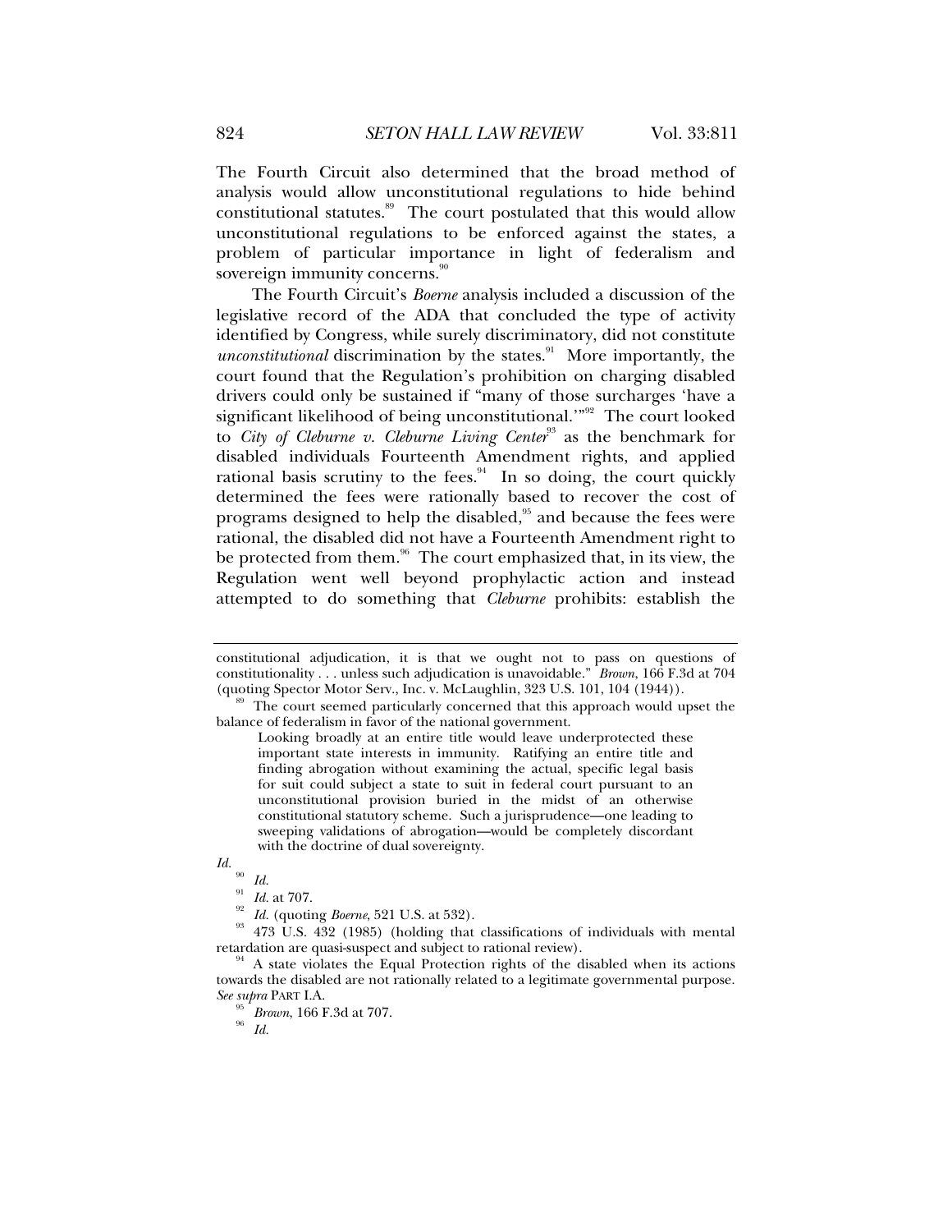The Fourth Circuit also determined that the broad method of analysis would allow unconstitutional regulations to hide behind constitutional statutes.[89] The court postulated that this would allow unconstitutional regulations to be enforced against the states, a problem of particular importance in light of federalism and sovereign immunity concerns.[90]

The Fourth Circuit's *Boerne* analysis included a discussion of the legislative record of the ADA that concluded the type of activity identified by Congress, while surely discriminatory, did not constitute *unconstitutional* discrimination by the states.[91] More importantly, the court found that the Regulation's prohibition on charging disabled drivers could only be sustained if "many of those surcharges 'have a significant likelihood of being unconstitutional.'"[92] The court looked to *City of Cleburne v. Cleburne Living Center*[93] as the benchmark for disabled individuals Fourteenth Amendment rights, and applied rational basis scrutiny to the fees.[94] In so doing, the court quickly determined the fees were rationally based to recover the cost of programs designed to help the disabled,[95] and because the fees were rational, the disabled did not have a Fourteenth Amendment right to be protected from them.[96] The court emphasized that, in its view, the Regulation went well beyond prophylactic action and instead attempted to do something that *Cleburne* prohibits: establish the

---

constitutional adjudication, it is that we ought not to pass on questions of constitutionality . . . unless such adjudication is unavoidable." *Brown*, 166 F.3d at 704 (quoting Spector Motor Serv., Inc. v. McLaughlin, 323 U.S. 101, 104 (1944)).

[89] The court seemed particularly concerned that this approach would upset the balance of federalism in favor of the national government.

> Looking broadly at an entire title would leave underprotected these important state interests in immunity. Ratifying an entire title and finding abrogation without examining the actual, specific legal basis for suit could subject a state to suit in federal court pursuant to an unconstitutional provision buried in the midst of an otherwise constitutional statutory scheme. Such a jurisprudence—one leading to sweeping validations of abrogation—would be completely discordant with the doctrine of dual sovereignty.

*Id.*

[90] *Id.*

[91] *Id.* at 707.

[92] *Id.* (quoting *Boerne*, 521 U.S. at 532).

[93] 473 U.S. 432 (1985) (holding that classifications of individuals with mental retardation are quasi-suspect and subject to rational review).

[94] A state violates the Equal Protection rights of the disabled when its actions towards the disabled are not rationally related to a legitimate governmental purpose. *See supra* PART I.A.

[95] *Brown*, 166 F.3d at 707.

[96] *Id.*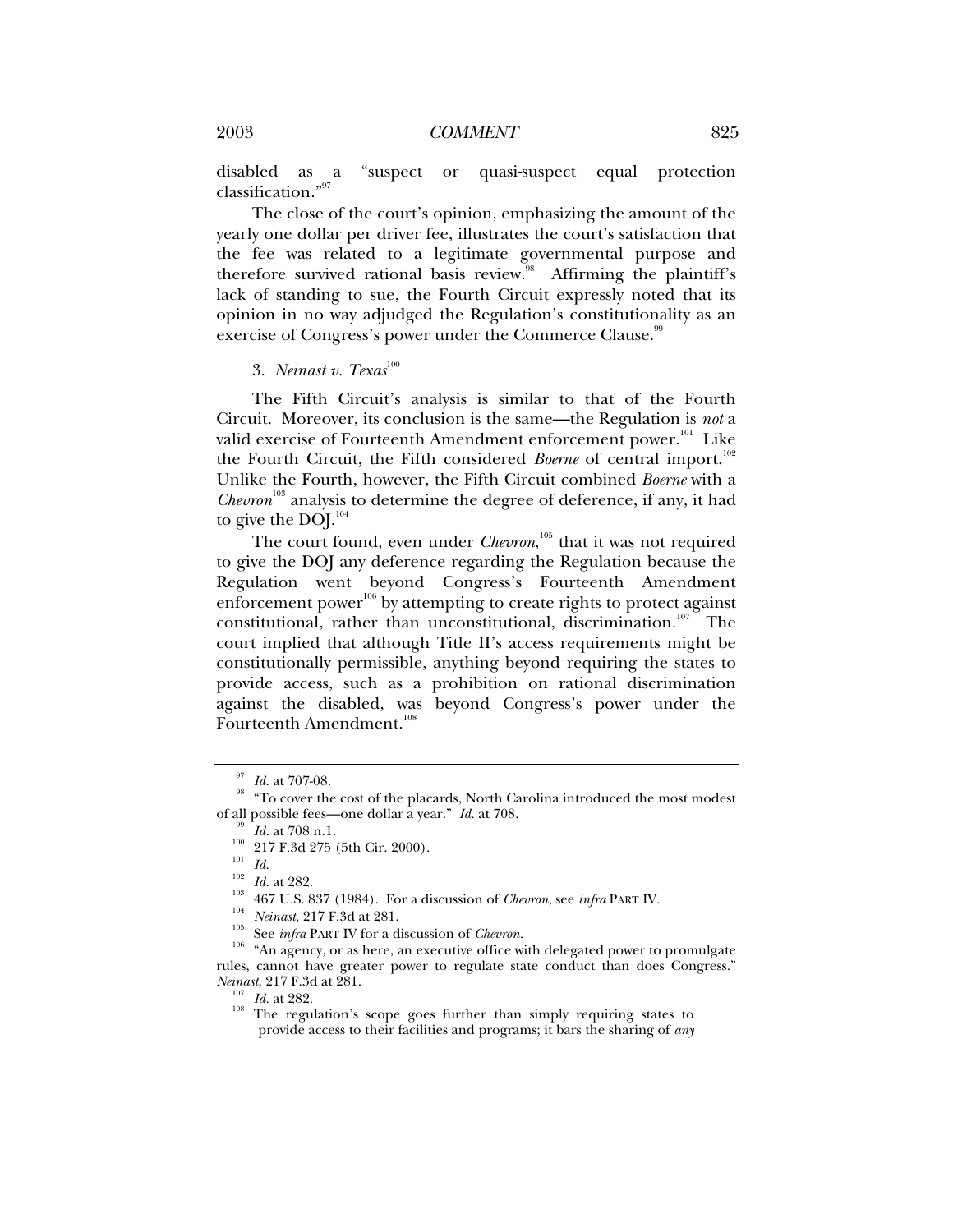disabled as a "suspect or quasi-suspect equal protection classification."[97]

The close of the court's opinion, emphasizing the amount of the yearly one dollar per driver fee, illustrates the court's satisfaction that the fee was related to a legitimate governmental purpose and therefore survived rational basis review.[98] Affirming the plaintiff's lack of standing to sue, the Fourth Circuit expressly noted that its opinion in no way adjudged the Regulation's constitutionality as an exercise of Congress's power under the Commerce Clause.[99]

3. *Neinast v. Texas*[100]

The Fifth Circuit's analysis is similar to that of the Fourth Circuit. Moreover, its conclusion is the same—the Regulation is *not* a valid exercise of Fourteenth Amendment enforcement power.[101] Like the Fourth Circuit, the Fifth considered *Boerne* of central import.[102] Unlike the Fourth, however, the Fifth Circuit combined *Boerne* with a *Chevron*[103] analysis to determine the degree of deference, if any, it had to give the DOJ.[104]

The court found, even under *Chevron*,[105] that it was not required to give the DOJ any deference regarding the Regulation because the Regulation went beyond Congress's Fourteenth Amendment enforcement power[106] by attempting to create rights to protect against constitutional, rather than unconstitutional, discrimination.[107] The court implied that although Title II's access requirements might be constitutionally permissible, anything beyond requiring the states to provide access, such as a prohibition on rational discrimination against the disabled, was beyond Congress's power under the Fourteenth Amendment.[108]

---

[97] *Id.* at 707-08.

[98] "To cover the cost of the placards, North Carolina introduced the most modest of all possible fees—one dollar a year." *Id.* at 708.

[99] *Id.* at 708 n.1.

[100] 217 F.3d 275 (5th Cir. 2000).

[101] *Id.*

[102] *Id.* at 282.

[103] 467 U.S. 837 (1984). For a discussion of *Chevron*, see *infra* PART IV.

[104] *Neinast*, 217 F.3d at 281.

[105] See *infra* PART IV for a discussion of *Chevron*.

[106] "An agency, or as here, an executive office with delegated power to promulgate rules, cannot have greater power to regulate state conduct than does Congress." *Neinast*, 217 F.3d at 281.

[107] *Id.* at 282.

[108] The regulation's scope goes further than simply requiring states to provide access to their facilities and programs; it bars the sharing of *any*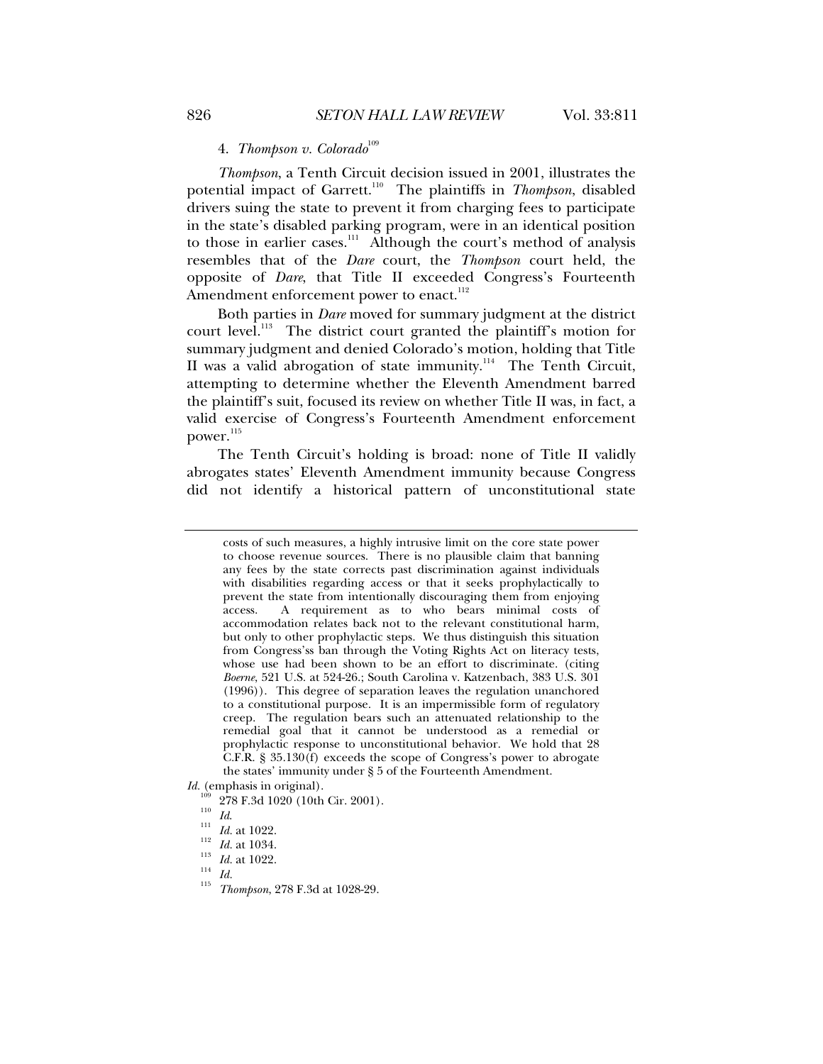#### 4. *Thompson v. Colorado*[109]

*Thompson*, a Tenth Circuit decision issued in 2001, illustrates the potential impact of Garrett.[110] The plaintiffs in *Thompson*, disabled drivers suing the state to prevent it from charging fees to participate in the state's disabled parking program, were in an identical position to those in earlier cases.[111] Although the court's method of analysis resembles that of the *Dare* court, the *Thompson* court held, the opposite of *Dare*, that Title II exceeded Congress's Fourteenth Amendment enforcement power to enact.[112]

Both parties in *Dare* moved for summary judgment at the district court level.[113] The district court granted the plaintiff's motion for summary judgment and denied Colorado's motion, holding that Title II was a valid abrogation of state immunity.[114] The Tenth Circuit, attempting to determine whether the Eleventh Amendment barred the plaintiff's suit, focused its review on whether Title II was, in fact, a valid exercise of Congress's Fourteenth Amendment enforcement power.[115]

The Tenth Circuit's holding is broad: none of Title II validly abrogates states' Eleventh Amendment immunity because Congress did not identify a historical pattern of unconstitutional state

---

> costs of such measures, a highly intrusive limit on the core state power to choose revenue sources. There is no plausible claim that banning any fees by the state corrects past discrimination against individuals with disabilities regarding access or that it seeks prophylactically to prevent the state from intentionally discouraging them from enjoying access. A requirement as to who bears minimal costs of accommodation relates back not to the relevant constitutional harm, but only to other prophylactic steps. We thus distinguish this situation from Congress'ss ban through the Voting Rights Act on literacy tests, whose use had been shown to be an effort to discriminate. (citing *Boerne*, 521 U.S. at 524-26.; South Carolina v. Katzenbach, 383 U.S. 301 (1996)). This degree of separation leaves the regulation unanchored to a constitutional purpose. It is an impermissible form of regulatory creep. The regulation bears such an attenuated relationship to the remedial goal that it cannot be understood as a remedial or prophylactic response to unconstitutional behavior. We hold that 28 C.F.R. § 35.130(f) exceeds the scope of Congress's power to abrogate the states' immunity under § 5 of the Fourteenth Amendment.

*Id.* (emphasis in original).

[109] 278 F.3d 1020 (10th Cir. 2001).

[110] *Id.*

[111] *Id.* at 1022.

[112] *Id.* at 1034.

[113] *Id.* at 1022.

[114] *Id.*

[115] *Thompson*, 278 F.3d at 1028-29.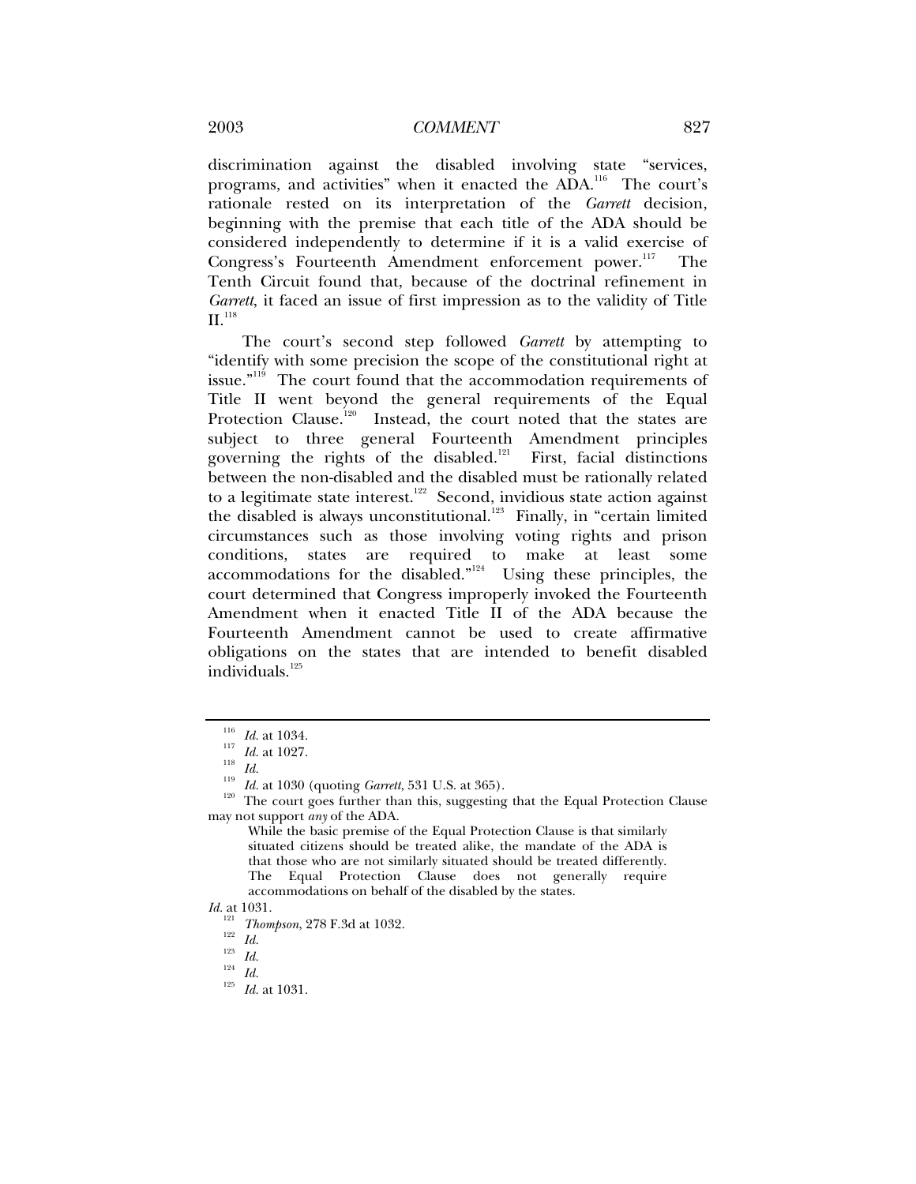discrimination against the disabled involving state "services, programs, and activities" when it enacted the ADA.[116] The court's rationale rested on its interpretation of the *Garrett* decision, beginning with the premise that each title of the ADA should be considered independently to determine if it is a valid exercise of Congress's Fourteenth Amendment enforcement power.[117] The Tenth Circuit found that, because of the doctrinal refinement in *Garrett*, it faced an issue of first impression as to the validity of Title II.[118]

The court's second step followed *Garrett* by attempting to "identify with some precision the scope of the constitutional right at issue."[119] The court found that the accommodation requirements of Title II went beyond the general requirements of the Equal Protection Clause.[120] Instead, the court noted that the states are subject to three general Fourteenth Amendment principles governing the rights of the disabled.[121] First, facial distinctions between the non-disabled and the disabled must be rationally related to a legitimate state interest.[122] Second, invidious state action against the disabled is always unconstitutional.[123] Finally, in "certain limited circumstances such as those involving voting rights and prison conditions, states are required to make at least some accommodations for the disabled."[124] Using these principles, the court determined that Congress improperly invoked the Fourteenth Amendment when it enacted Title II of the ADA because the Fourteenth Amendment cannot be used to create affirmative obligations on the states that are intended to benefit disabled individuals.[125]

---

[116] *Id.* at 1034.

[117] *Id.* at 1027.

[118] *Id.*

[119] *Id.* at 1030 (quoting *Garrett*, 531 U.S. at 365).

[120] The court goes further than this, suggesting that the Equal Protection Clause may not support *any* of the ADA.

> While the basic premise of the Equal Protection Clause is that similarly situated citizens should be treated alike, the mandate of the ADA is that those who are not similarly situated should be treated differently. The Equal Protection Clause does not generally require accommodations on behalf of the disabled by the states.

*Id.* at 1031.

[121] *Thompson*, 278 F.3d at 1032.

[122] *Id.*

[123] *Id.*

[124] *Id.*

[125] *Id.* at 1031.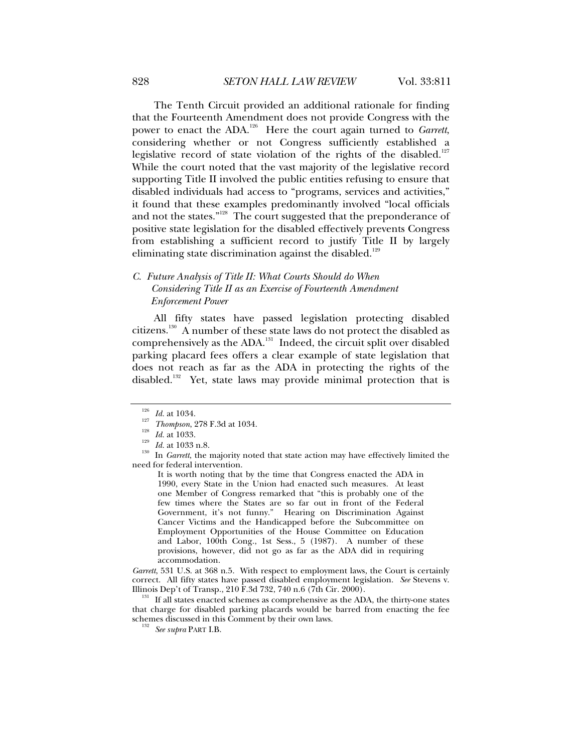The Tenth Circuit provided an additional rationale for finding that the Fourteenth Amendment does not provide Congress with the power to enact the ADA.[126] Here the court again turned to *Garrett*, considering whether or not Congress sufficiently established a legislative record of state violation of the rights of the disabled.[127] While the court noted that the vast majority of the legislative record supporting Title II involved the public entities refusing to ensure that disabled individuals had access to "programs, services and activities," it found that these examples predominantly involved "local officials and not the states."[128] The court suggested that the preponderance of positive state legislation for the disabled effectively prevents Congress from establishing a sufficient record to justify Title II by largely eliminating state discrimination against the disabled.[129]

### *C. Future Analysis of Title II: What Courts Should do When Considering Title II as an Exercise of Fourteenth Amendment Enforcement Power*

All fifty states have passed legislation protecting disabled citizens.[130] A number of these state laws do not protect the disabled as comprehensively as the ADA.[131] Indeed, the circuit split over disabled parking placard fees offers a clear example of state legislation that does not reach as far as the ADA in protecting the rights of the disabled.[132] Yet, state laws may provide minimal protection that is

---

[126] *Id.* at 1034.

[127] *Thompson*, 278 F.3d at 1034.

[128] *Id.* at 1033.

[129] *Id.* at 1033 n.8.

[130] In *Garrett*, the majority noted that state action may have effectively limited the need for federal intervention.

> It is worth noting that by the time that Congress enacted the ADA in 1990, every State in the Union had enacted such measures. At least one Member of Congress remarked that "this is probably one of the few times where the States are so far out in front of the Federal Government, it's not funny." Hearing on Discrimination Against Cancer Victims and the Handicapped before the Subcommittee on Employment Opportunities of the House Committee on Education and Labor, 100th Cong., 1st Sess., 5 (1987). A number of these provisions, however, did not go as far as the ADA did in requiring accommodation.

*Garrett*, 531 U.S. at 368 n.5. With respect to employment laws, the Court is certainly correct. All fifty states have passed disabled employment legislation. *See* Stevens v. Illinois Dep't of Transp., 210 F.3d 732, 740 n.6 (7th Cir. 2000).

[131] If all states enacted schemes as comprehensive as the ADA, the thirty-one states that charge for disabled parking placards would be barred from enacting the fee schemes discussed in this Comment by their own laws.

[132] *See supra* PART I.B.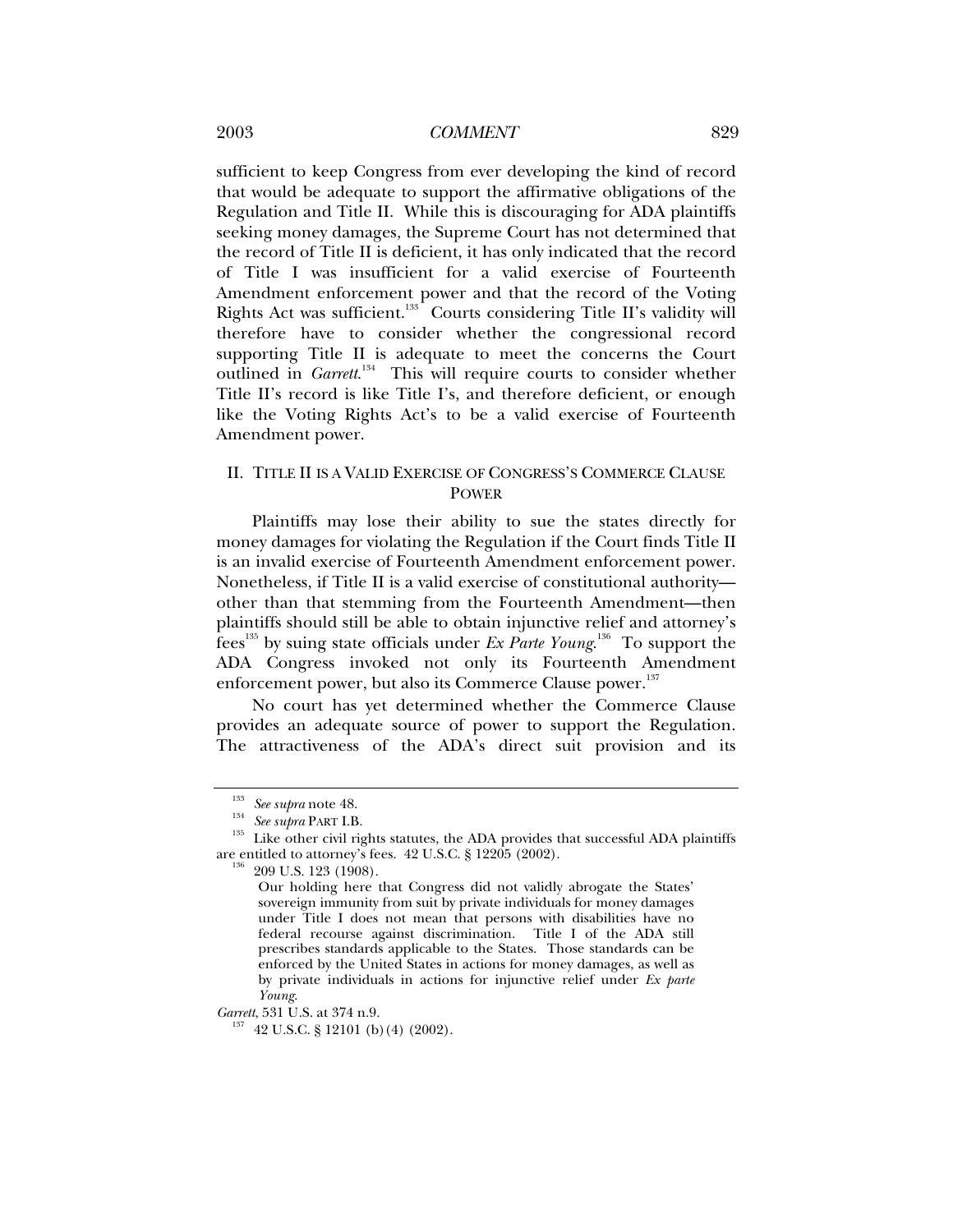sufficient to keep Congress from ever developing the kind of record that would be adequate to support the affirmative obligations of the Regulation and Title II. While this is discouraging for ADA plaintiffs seeking money damages, the Supreme Court has not determined that the record of Title II is deficient, it has only indicated that the record of Title I was insufficient for a valid exercise of Fourteenth Amendment enforcement power and that the record of the Voting Rights Act was sufficient.[133] Courts considering Title II's validity will therefore have to consider whether the congressional record supporting Title II is adequate to meet the concerns the Court outlined in *Garrett*.[134] This will require courts to consider whether Title II's record is like Title I's, and therefore deficient, or enough like the Voting Rights Act's to be a valid exercise of Fourteenth Amendment power.

## II. TITLE II IS A VALID EXERCISE OF CONGRESS'S COMMERCE CLAUSE POWER

Plaintiffs may lose their ability to sue the states directly for money damages for violating the Regulation if the Court finds Title II is an invalid exercise of Fourteenth Amendment enforcement power. Nonetheless, if Title II is a valid exercise of constitutional authority—other than that stemming from the Fourteenth Amendment—then plaintiffs should still be able to obtain injunctive relief and attorney's fees[135] by suing state officials under *Ex Parte Young*.[136] To support the ADA Congress invoked not only its Fourteenth Amendment enforcement power, but also its Commerce Clause power.[137]

No court has yet determined whether the Commerce Clause provides an adequate source of power to support the Regulation. The attractiveness of the ADA's direct suit provision and its

---

[133] *See supra* note 48.

[134] *See supra* PART I.B.

[135] Like other civil rights statutes, the ADA provides that successful ADA plaintiffs are entitled to attorney's fees. 42 U.S.C. § 12205 (2002).

[136] 209 U.S. 123 (1908).

> Our holding here that Congress did not validly abrogate the States' sovereign immunity from suit by private individuals for money damages under Title I does not mean that persons with disabilities have no federal recourse against discrimination. Title I of the ADA still prescribes standards applicable to the States. Those standards can be enforced by the United States in actions for money damages, as well as by private individuals in actions for injunctive relief under *Ex parte Young*.

*Garrett*, 531 U.S. at 374 n.9.

[137] 42 U.S.C. § 12101 (b)(4) (2002).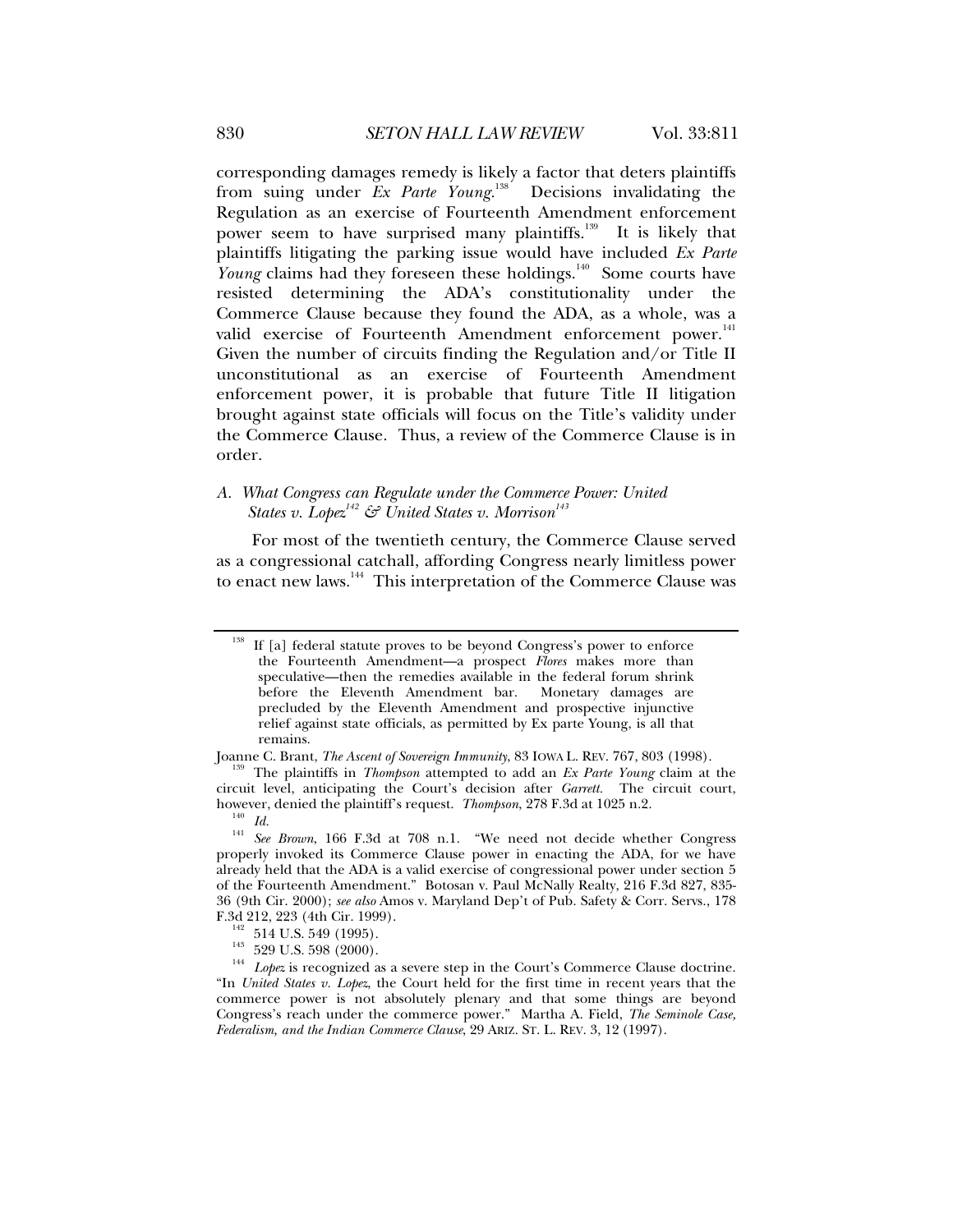corresponding damages remedy is likely a factor that deters plaintiffs from suing under *Ex Parte Young*.[138] Decisions invalidating the Regulation as an exercise of Fourteenth Amendment enforcement power seem to have surprised many plaintiffs.[139] It is likely that plaintiffs litigating the parking issue would have included *Ex Parte Young* claims had they foreseen these holdings.[140] Some courts have resisted determining the ADA's constitutionality under the Commerce Clause because they found the ADA, as a whole, was a valid exercise of Fourteenth Amendment enforcement power.[141] Given the number of circuits finding the Regulation and/or Title II unconstitutional as an exercise of Fourteenth Amendment enforcement power, it is probable that future Title II litigation brought against state officials will focus on the Title's validity under the Commerce Clause. Thus, a review of the Commerce Clause is in order.

### *A. What Congress can Regulate under the Commerce Power: United States v. Lopez[142] & United States v. Morrison[143]*

For most of the twentieth century, the Commerce Clause served as a congressional catchall, affording Congress nearly limitless power to enact new laws.[144] This interpretation of the Commerce Clause was

---

[138] If [a] federal statute proves to be beyond Congress's power to enforce the Fourteenth Amendment—a prospect *Flores* makes more than speculative—then the remedies available in the federal forum shrink before the Eleventh Amendment bar. Monetary damages are precluded by the Eleventh Amendment and prospective injunctive relief against state officials, as permitted by Ex parte Young, is all that remains.

Joanne C. Brant, *The Ascent of Sovereign Immunity*, 83 IOWA L. REV. 767, 803 (1998).

[139] The plaintiffs in *Thompson* attempted to add an *Ex Parte Young* claim at the circuit level, anticipating the Court's decision after *Garrett.* The circuit court, however, denied the plaintiff's request. *Thompson*, 278 F.3d at 1025 n.2.

[140] *Id.*

[141] *See Brown*, 166 F.3d at 708 n.1. "We need not decide whether Congress properly invoked its Commerce Clause power in enacting the ADA, for we have already held that the ADA is a valid exercise of congressional power under section 5 of the Fourteenth Amendment." Botosan v. Paul McNally Realty, 216 F.3d 827, 835-36 (9th Cir. 2000); *see also* Amos v. Maryland Dep't of Pub. Safety & Corr. Servs., 178 F.3d 212, 223 (4th Cir. 1999).

[142] 514 U.S. 549 (1995).

[143] 529 U.S. 598 (2000).

[144] *Lopez* is recognized as a severe step in the Court's Commerce Clause doctrine. "In *United States v. Lopez*, the Court held for the first time in recent years that the commerce power is not absolutely plenary and that some things are beyond Congress's reach under the commerce power." Martha A. Field, *The Seminole Case, Federalism, and the Indian Commerce Clause*, 29 ARIZ. ST. L. REV. 3, 12 (1997).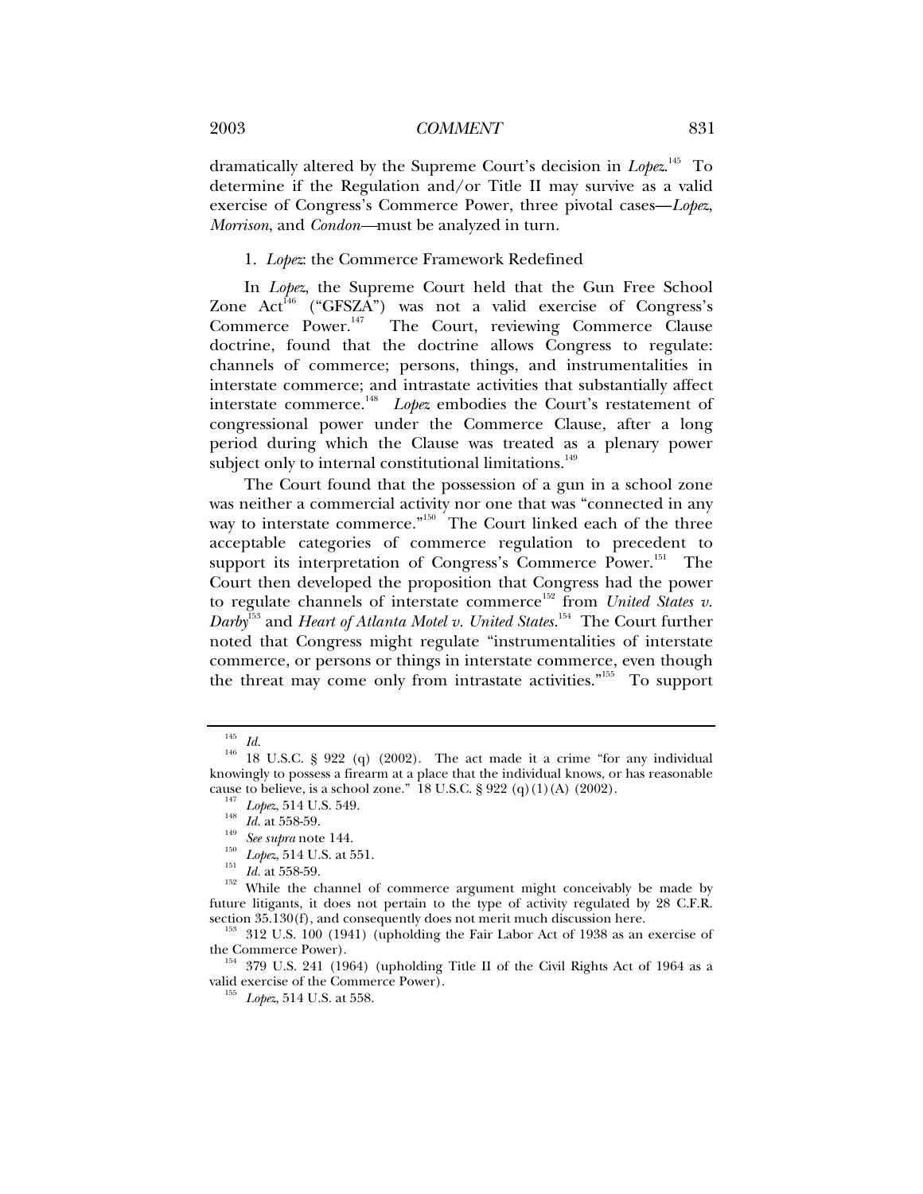dramatically altered by the Supreme Court's decision in *Lopez*.[145] To determine if the Regulation and/or Title II may survive as a valid exercise of Congress's Commerce Power, three pivotal cases—*Lopez*, *Morrison*, and *Condon*—must be analyzed in turn.

1. *Lopez*: the Commerce Framework Redefined

In *Lopez*, the Supreme Court held that the Gun Free School Zone Act[146] ("GFSZA") was not a valid exercise of Congress's Commerce Power.[147] The Court, reviewing Commerce Clause doctrine, found that the doctrine allows Congress to regulate: channels of commerce; persons, things, and instrumentalities in interstate commerce; and intrastate activities that substantially affect interstate commerce.[148] *Lopez* embodies the Court's restatement of congressional power under the Commerce Clause, after a long period during which the Clause was treated as a plenary power subject only to internal constitutional limitations.[149]

The Court found that the possession of a gun in a school zone was neither a commercial activity nor one that was "connected in any way to interstate commerce."[150] The Court linked each of the three acceptable categories of commerce regulation to precedent to support its interpretation of Congress's Commerce Power.[151] The Court then developed the proposition that Congress had the power to regulate channels of interstate commerce[152] from *United States v. Darby*[153] and *Heart of Atlanta Motel v. United States*.[154] The Court further noted that Congress might regulate "instrumentalities of interstate commerce, or persons or things in interstate commerce, even though the threat may come only from intrastate activities."[155] To support

---

[145] *Id.*

[146] 18 U.S.C. § 922 (q) (2002). The act made it a crime "for any individual knowingly to possess a firearm at a place that the individual knows, or has reasonable cause to believe, is a school zone." 18 U.S.C. § 922 (q)(1)(A) (2002).

[147] *Lopez*, 514 U.S. 549.

[148] *Id.* at 558-59.

[149] *See supra* note 144.

[150] *Lopez*, 514 U.S. at 551.

[151] *Id.* at 558-59.

[152] While the channel of commerce argument might conceivably be made by future litigants, it does not pertain to the type of activity regulated by 28 C.F.R. section 35.130(f), and consequently does not merit much discussion here.

[153] 312 U.S. 100 (1941) (upholding the Fair Labor Act of 1938 as an exercise of the Commerce Power).

[154] 379 U.S. 241 (1964) (upholding Title II of the Civil Rights Act of 1964 as a valid exercise of the Commerce Power).

[155] *Lopez*, 514 U.S. at 558.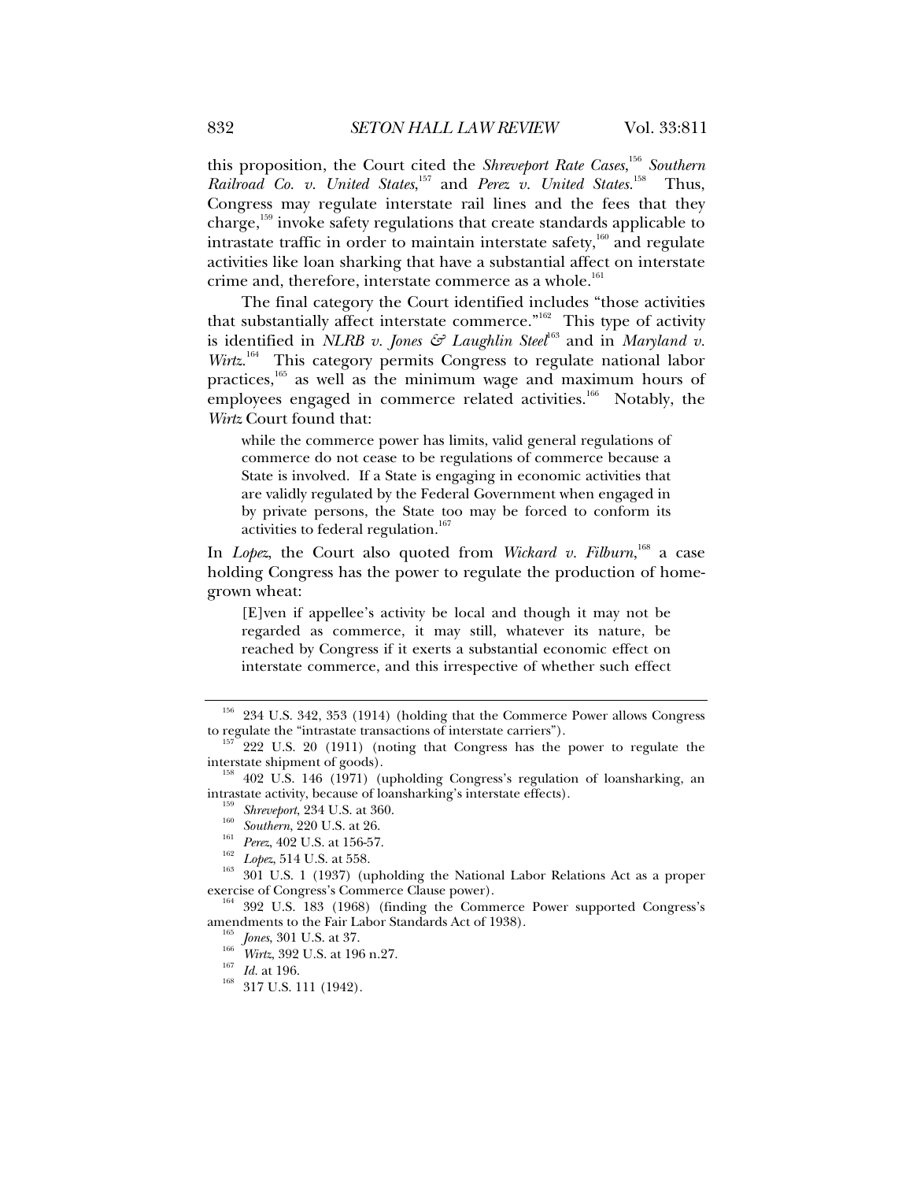this proposition, the Court cited the *Shreveport Rate Cases*,[156] *Southern Railroad Co. v. United States*,[157] and *Perez v. United States*.[158] Thus, Congress may regulate interstate rail lines and the fees that they charge,[159] invoke safety regulations that create standards applicable to intrastate traffic in order to maintain interstate safety,[160] and regulate activities like loan sharking that have a substantial affect on interstate crime and, therefore, interstate commerce as a whole.[161]

The final category the Court identified includes "those activities that substantially affect interstate commerce."[162] This type of activity is identified in *NLRB v. Jones & Laughlin Steel*[163] and in *Maryland v. Wirtz*.[164] This category permits Congress to regulate national labor practices,[165] as well as the minimum wage and maximum hours of employees engaged in commerce related activities.[166] Notably, the *Wirtz* Court found that:

> while the commerce power has limits, valid general regulations of commerce do not cease to be regulations of commerce because a State is involved. If a State is engaging in economic activities that are validly regulated by the Federal Government when engaged in by private persons, the State too may be forced to conform its activities to federal regulation.[167]

In *Lopez*, the Court also quoted from *Wickard v. Filburn*,[168] a case holding Congress has the power to regulate the production of home-grown wheat:

> [E]ven if appellee's activity be local and though it may not be regarded as commerce, it may still, whatever its nature, be reached by Congress if it exerts a substantial economic effect on interstate commerce, and this irrespective of whether such effect

---

[156] 234 U.S. 342, 353 (1914) (holding that the Commerce Power allows Congress to regulate the "intrastate transactions of interstate carriers").

[157] 222 U.S. 20 (1911) (noting that Congress has the power to regulate the interstate shipment of goods).

[158] 402 U.S. 146 (1971) (upholding Congress's regulation of loansharking, an intrastate activity, because of loansharking's interstate effects).

[159] *Shreveport*, 234 U.S. at 360.

[160] *Southern*, 220 U.S. at 26.

[161] *Perez*, 402 U.S. at 156-57.

[162] *Lopez*, 514 U.S. at 558.

[163] 301 U.S. 1 (1937) (upholding the National Labor Relations Act as a proper exercise of Congress's Commerce Clause power).

[164] 392 U.S. 183 (1968) (finding the Commerce Power supported Congress's amendments to the Fair Labor Standards Act of 1938).

[165] *Jones*, 301 U.S. at 37.

[166] *Wirtz*, 392 U.S. at 196 n.27.

[167] *Id.* at 196.

[168] 317 U.S. 111 (1942).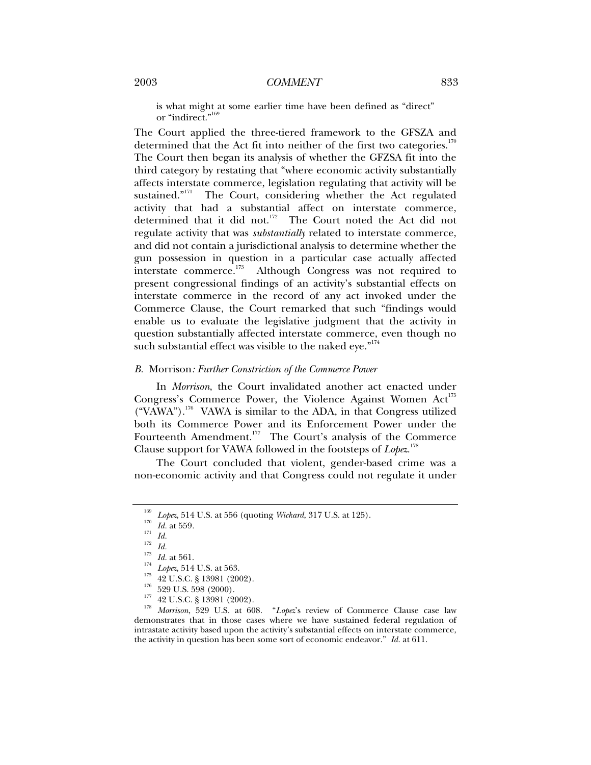is what might at some earlier time have been defined as "direct" or "indirect."[169]

The Court applied the three-tiered framework to the GFSZA and determined that the Act fit into neither of the first two categories.[170] The Court then began its analysis of whether the GFZSA fit into the third category by restating that "where economic activity substantially affects interstate commerce, legislation regulating that activity will be sustained."[171] The Court, considering whether the Act regulated activity that had a substantial affect on interstate commerce, determined that it did not.[172] The Court noted the Act did not regulate activity that was *substantially* related to interstate commerce, and did not contain a jurisdictional analysis to determine whether the gun possession in question in a particular case actually affected interstate commerce.[173] Although Congress was not required to present congressional findings of an activity's substantial effects on interstate commerce in the record of any act invoked under the Commerce Clause, the Court remarked that such "findings would enable us to evaluate the legislative judgment that the activity in question substantially affected interstate commerce, even though no such substantial effect was visible to the naked eye."[174]

### *B.* Morrison*: Further Constriction of the Commerce Power*

In *Morrison*, the Court invalidated another act enacted under Congress's Commerce Power, the Violence Against Women Act[175] ("VAWA").[176] VAWA is similar to the ADA, in that Congress utilized both its Commerce Power and its Enforcement Power under the Fourteenth Amendment.[177] The Court's analysis of the Commerce Clause support for VAWA followed in the footsteps of *Lopez*.[178]

The Court concluded that violent, gender-based crime was a non-economic activity and that Congress could not regulate it under

---

[169] *Lopez*, 514 U.S. at 556 (quoting *Wickard*, 317 U.S. at 125).

[170] *Id.* at 559.

[171] *Id.*

[172] *Id.*

[173] *Id.* at 561.

[174] *Lopez*, 514 U.S. at 563.

[175] 42 U.S.C. § 13981 (2002).

[176] 529 U.S. 598 (2000).

[177] 42 U.S.C. § 13981 (2002).

[178] *Morrison*, 529 U.S. at 608. "*Lopez*'s review of Commerce Clause case law demonstrates that in those cases where we have sustained federal regulation of intrastate activity based upon the activity's substantial effects on interstate commerce, the activity in question has been some sort of economic endeavor." *Id.* at 611.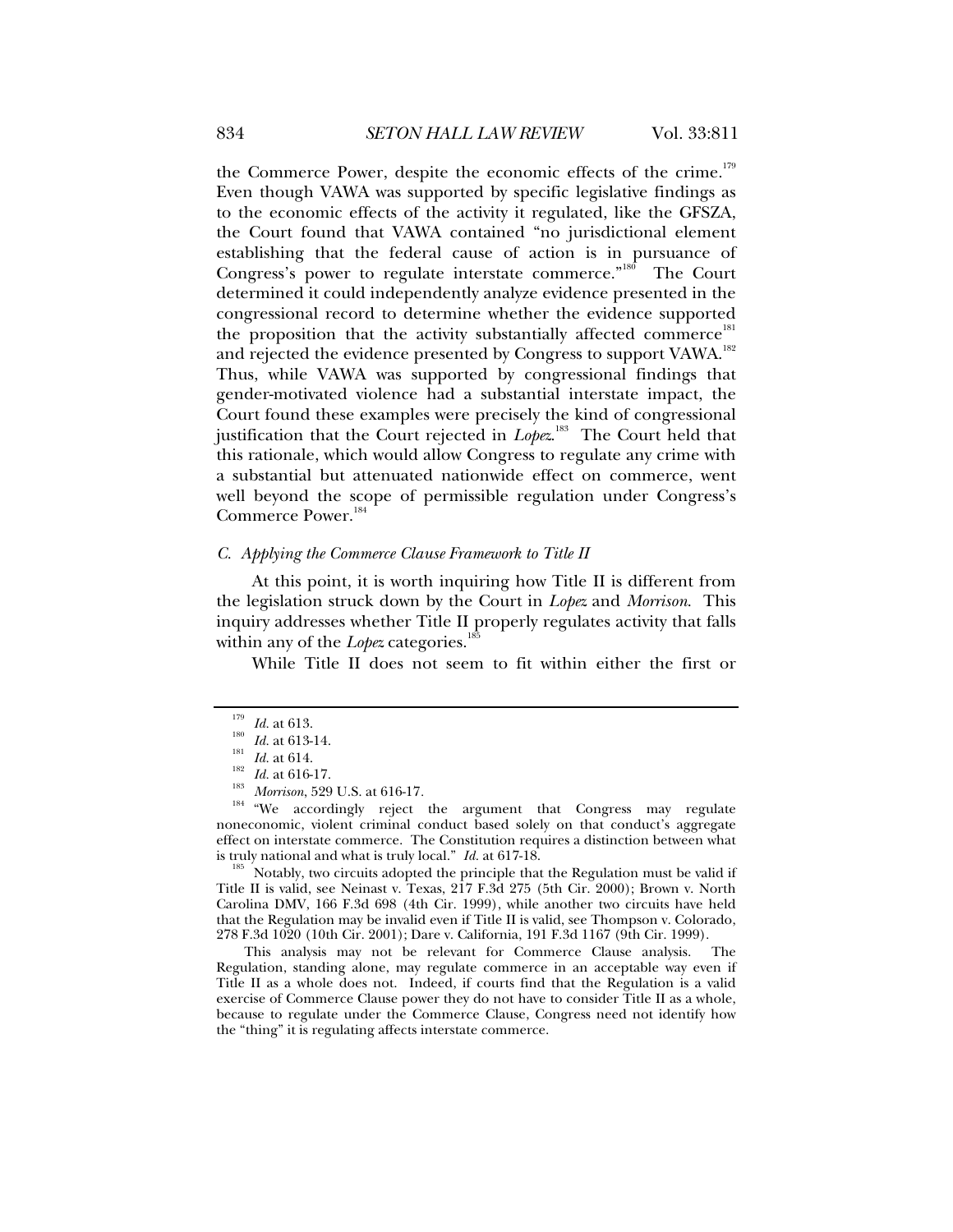the Commerce Power, despite the economic effects of the crime.[179] Even though VAWA was supported by specific legislative findings as to the economic effects of the activity it regulated, like the GFSZA, the Court found that VAWA contained "no jurisdictional element establishing that the federal cause of action is in pursuance of Congress's power to regulate interstate commerce."[180] The Court determined it could independently analyze evidence presented in the congressional record to determine whether the evidence supported the proposition that the activity substantially affected commerce[181] and rejected the evidence presented by Congress to support VAWA.[182] Thus, while VAWA was supported by congressional findings that gender-motivated violence had a substantial interstate impact, the Court found these examples were precisely the kind of congressional justification that the Court rejected in *Lopez*.[183] The Court held that this rationale, which would allow Congress to regulate any crime with a substantial but attenuated nationwide effect on commerce, went well beyond the scope of permissible regulation under Congress's Commerce Power.[184]

### *C. Applying the Commerce Clause Framework to Title II*

At this point, it is worth inquiring how Title II is different from the legislation struck down by the Court in *Lopez* and *Morrison*. This inquiry addresses whether Title II properly regulates activity that falls within any of the *Lopez* categories.[185]

While Title II does not seem to fit within either the first or

---

[179] *Id.* at 613.

[180] *Id.* at 613-14.

[181] *Id.* at 614.

[182] *Id.* at 616-17.

[183] *Morrison*, 529 U.S. at 616-17.

[184] "We accordingly reject the argument that Congress may regulate noneconomic, violent criminal conduct based solely on that conduct's aggregate effect on interstate commerce. The Constitution requires a distinction between what is truly national and what is truly local." *Id.* at 617-18.

[185] Notably, two circuits adopted the principle that the Regulation must be valid if Title II is valid, see Neinast v. Texas, 217 F.3d 275 (5th Cir. 2000); Brown v. North Carolina DMV, 166 F.3d 698 (4th Cir. 1999), while another two circuits have held that the Regulation may be invalid even if Title II is valid, see Thompson v. Colorado, 278 F.3d 1020 (10th Cir. 2001); Dare v. California, 191 F.3d 1167 (9th Cir. 1999).

This analysis may not be relevant for Commerce Clause analysis. The Regulation, standing alone, may regulate commerce in an acceptable way even if Title II as a whole does not. Indeed, if courts find that the Regulation is a valid exercise of Commerce Clause power they do not have to consider Title II as a whole, because to regulate under the Commerce Clause, Congress need not identify how the "thing" it is regulating affects interstate commerce.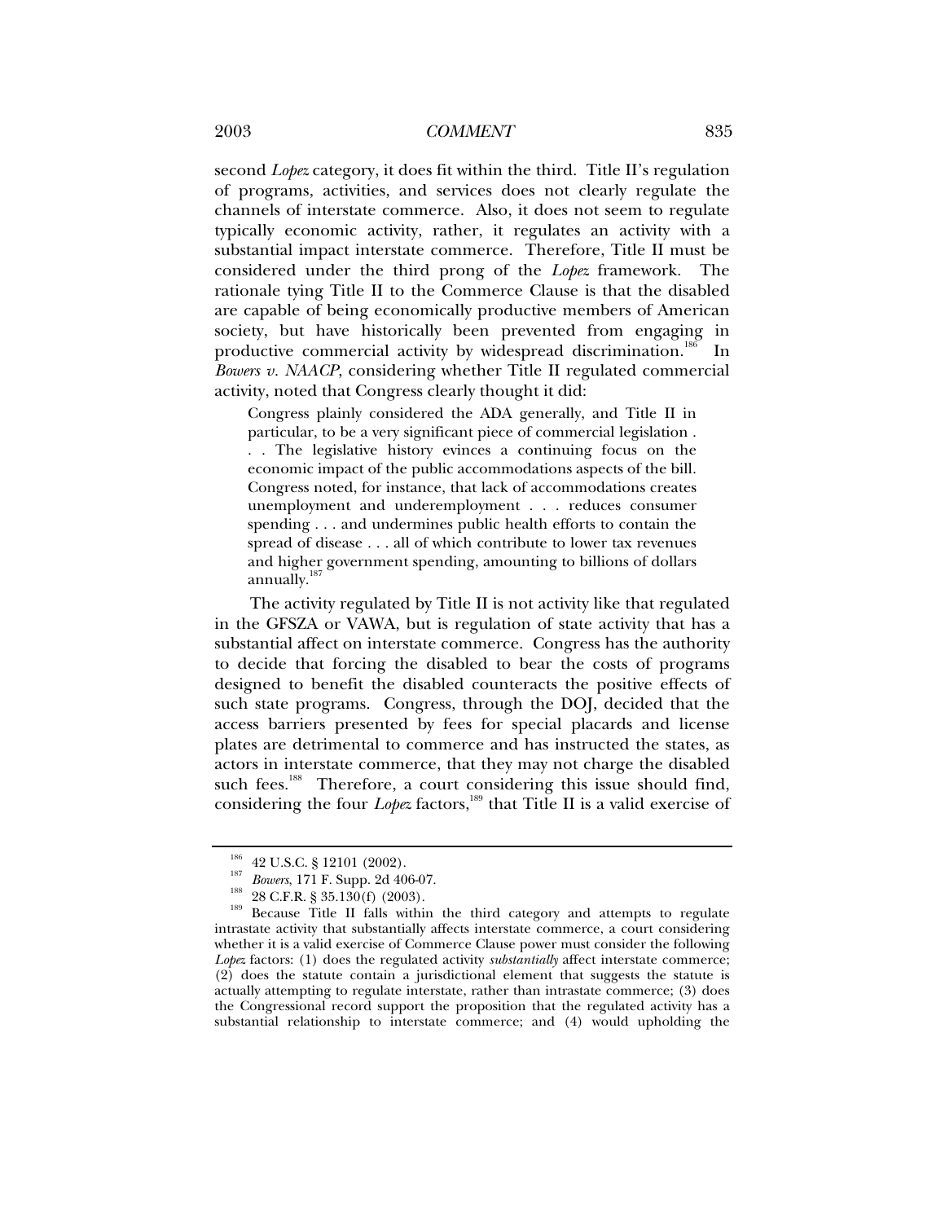second *Lopez* category, it does fit within the third. Title II's regulation of programs, activities, and services does not clearly regulate the channels of interstate commerce. Also, it does not seem to regulate typically economic activity, rather, it regulates an activity with a substantial impact interstate commerce. Therefore, Title II must be considered under the third prong of the *Lopez* framework. The rationale tying Title II to the Commerce Clause is that the disabled are capable of being economically productive members of American society, but have historically been prevented from engaging in productive commercial activity by widespread discrimination.[186] In *Bowers v. NAACP*, considering whether Title II regulated commercial activity, noted that Congress clearly thought it did:

> Congress plainly considered the ADA generally, and Title II in particular, to be a very significant piece of commercial legislation . . . The legislative history evinces a continuing focus on the economic impact of the public accommodations aspects of the bill. Congress noted, for instance, that lack of accommodations creates unemployment and underemployment . . . reduces consumer spending . . . and undermines public health efforts to contain the spread of disease . . . all of which contribute to lower tax revenues and higher government spending, amounting to billions of dollars annually.[187]

The activity regulated by Title II is not activity like that regulated in the GFSZA or VAWA, but is regulation of state activity that has a substantial affect on interstate commerce. Congress has the authority to decide that forcing the disabled to bear the costs of programs designed to benefit the disabled counteracts the positive effects of such state programs. Congress, through the DOJ, decided that the access barriers presented by fees for special placards and license plates are detrimental to commerce and has instructed the states, as actors in interstate commerce, that they may not charge the disabled such fees.[188] Therefore, a court considering this issue should find, considering the four *Lopez* factors,[189] that Title II is a valid exercise of

---

[186] 42 U.S.C. § 12101 (2002).

[187] *Bowers*, 171 F. Supp. 2d 406-07.

[188] 28 C.F.R. § 35.130(f) (2003).

[189] Because Title II falls within the third category and attempts to regulate intrastate activity that substantially affects interstate commerce, a court considering whether it is a valid exercise of Commerce Clause power must consider the following *Lopez* factors: (1) does the regulated activity *substantially* affect interstate commerce; (2) does the statute contain a jurisdictional element that suggests the statute is actually attempting to regulate interstate, rather than intrastate commerce; (3) does the Congressional record support the proposition that the regulated activity has a substantial relationship to interstate commerce; and (4) would upholding the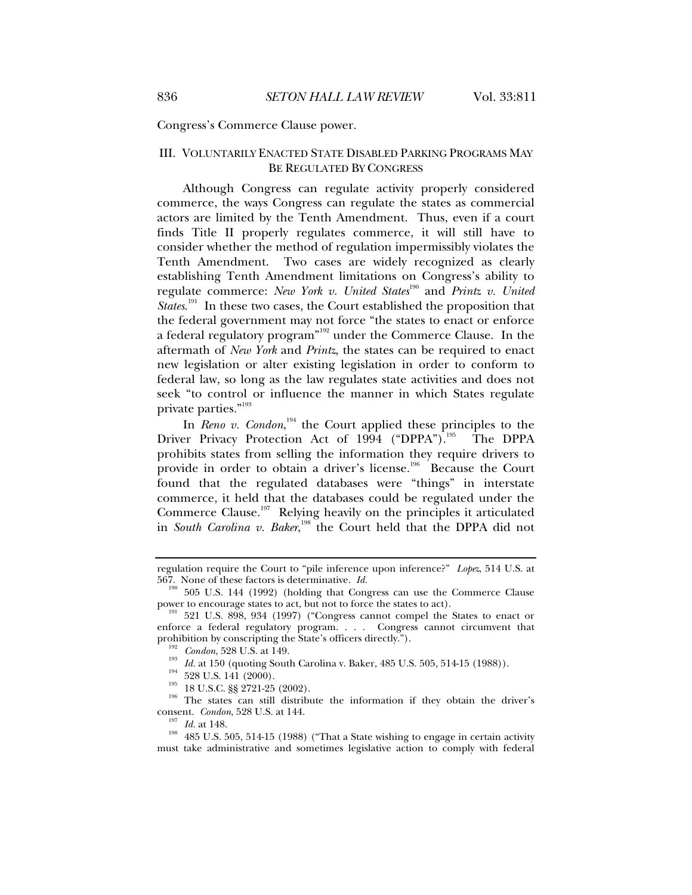Congress's Commerce Clause power.

## III. VOLUNTARILY ENACTED STATE DISABLED PARKING PROGRAMS MAY BE REGULATED BY CONGRESS

Although Congress can regulate activity properly considered commerce, the ways Congress can regulate the states as commercial actors are limited by the Tenth Amendment. Thus, even if a court finds Title II properly regulates commerce, it will still have to consider whether the method of regulation impermissibly violates the Tenth Amendment. Two cases are widely recognized as clearly establishing Tenth Amendment limitations on Congress's ability to regulate commerce: *New York v. United States*[190] and *Printz v. United States*.[191] In these two cases, the Court established the proposition that the federal government may not force "the states to enact or enforce a federal regulatory program"[192] under the Commerce Clause. In the aftermath of *New York* and *Printz*, the states can be required to enact new legislation or alter existing legislation in order to conform to federal law, so long as the law regulates state activities and does not seek "to control or influence the manner in which States regulate private parties."[193]

In *Reno v. Condon*,[194] the Court applied these principles to the Driver Privacy Protection Act of 1994 ("DPPA").[195] The DPPA prohibits states from selling the information they require drivers to provide in order to obtain a driver's license.[196] Because the Court found that the regulated databases were "things" in interstate commerce, it held that the databases could be regulated under the Commerce Clause.[197] Relying heavily on the principles it articulated in *South Carolina v. Baker*,[198] the Court held that the DPPA did not

---

regulation require the Court to "pile inference upon inference?" *Lopez*, 514 U.S. at 567. None of these factors is determinative. *Id.*

[190] 505 U.S. 144 (1992) (holding that Congress can use the Commerce Clause power to encourage states to act, but not to force the states to act).

[191] 521 U.S. 898, 934 (1997) ("Congress cannot compel the States to enact or enforce a federal regulatory program. . . . Congress cannot circumvent that prohibition by conscripting the State's officers directly.").

[192] *Condon*, 528 U.S. at 149.

[193] *Id.* at 150 (quoting South Carolina v. Baker, 485 U.S. 505, 514-15 (1988)).

[194] 528 U.S. 141 (2000).

[195] 18 U.S.C. §§ 2721-25 (2002).

[196] The states can still distribute the information if they obtain the driver's consent. *Condon*, 528 U.S. at 144.

[197] *Id.* at 148.

[198] 485 U.S. 505, 514-15 (1988) ("That a State wishing to engage in certain activity must take administrative and sometimes legislative action to comply with federal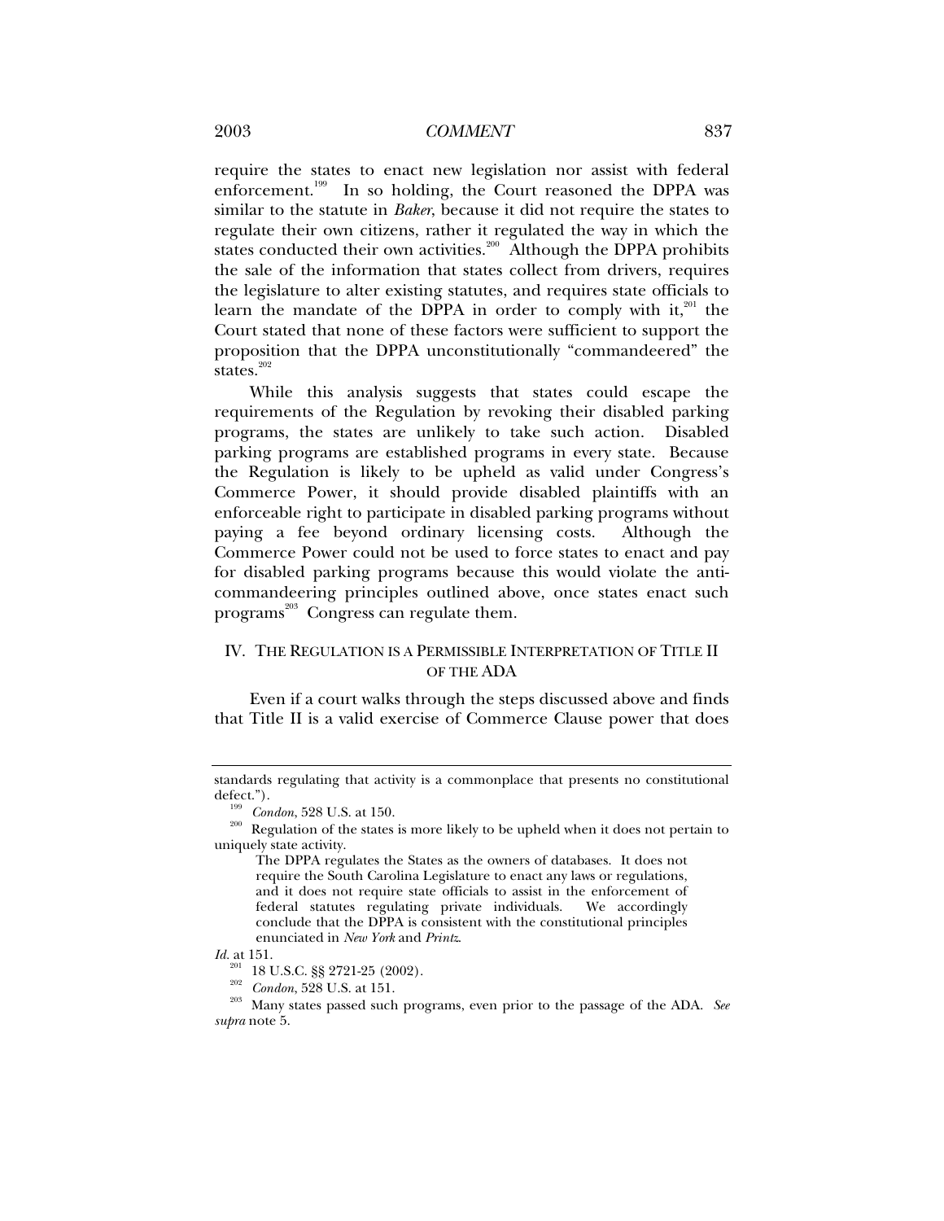require the states to enact new legislation nor assist with federal enforcement.[199] In so holding, the Court reasoned the DPPA was similar to the statute in *Baker*, because it did not require the states to regulate their own citizens, rather it regulated the way in which the states conducted their own activities.[200] Although the DPPA prohibits the sale of the information that states collect from drivers, requires the legislature to alter existing statutes, and requires state officials to learn the mandate of the DPPA in order to comply with it,[201] the Court stated that none of these factors were sufficient to support the proposition that the DPPA unconstitutionally "commandeered" the states.[202]

While this analysis suggests that states could escape the requirements of the Regulation by revoking their disabled parking programs, the states are unlikely to take such action. Disabled parking programs are established programs in every state. Because the Regulation is likely to be upheld as valid under Congress's Commerce Power, it should provide disabled plaintiffs with an enforceable right to participate in disabled parking programs without paying a fee beyond ordinary licensing costs. Although the Commerce Power could not be used to force states to enact and pay for disabled parking programs because this would violate the anti-commandeering principles outlined above, once states enact such programs[203] Congress can regulate them.

## IV. THE REGULATION IS A PERMISSIBLE INTERPRETATION OF TITLE II OF THE ADA

Even if a court walks through the steps discussed above and finds that Title II is a valid exercise of Commerce Clause power that does

---

standards regulating that activity is a commonplace that presents no constitutional defect.").

[199] *Condon*, 528 U.S. at 150.

[200] Regulation of the states is more likely to be upheld when it does not pertain to uniquely state activity.

> The DPPA regulates the States as the owners of databases. It does not require the South Carolina Legislature to enact any laws or regulations, and it does not require state officials to assist in the enforcement of federal statutes regulating private individuals. We accordingly conclude that the DPPA is consistent with the constitutional principles enunciated in *New York* and *Printz*.

*Id.* at 151.

[201] 18 U.S.C. §§ 2721-25 (2002).

[202] *Condon*, 528 U.S. at 151.

[203] Many states passed such programs, even prior to the passage of the ADA. *See supra* note 5.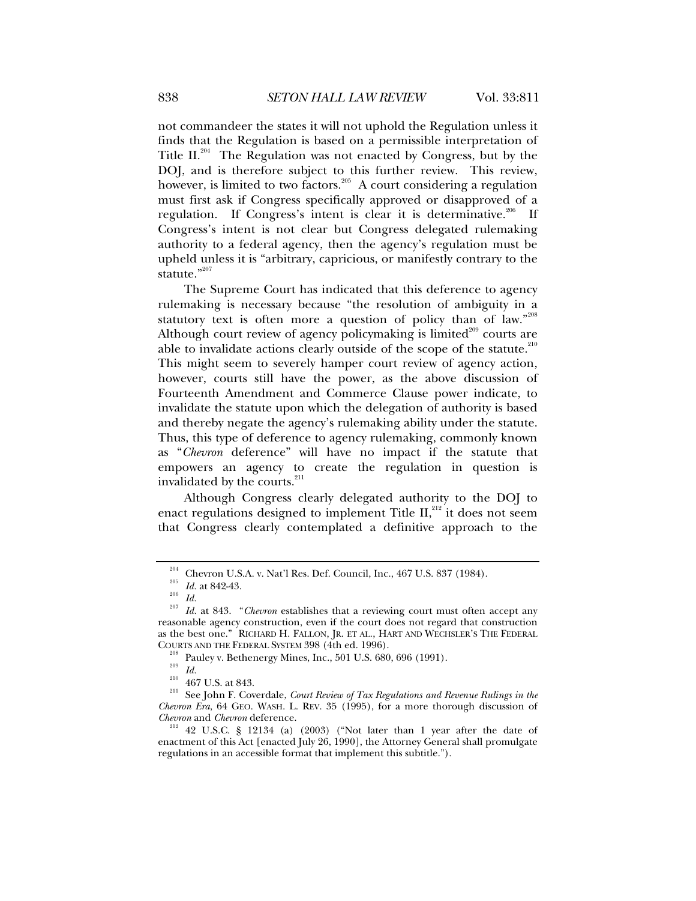not commandeer the states it will not uphold the Regulation unless it finds that the Regulation is based on a permissible interpretation of Title II.[204] The Regulation was not enacted by Congress, but by the DOJ, and is therefore subject to this further review. This review, however, is limited to two factors.[205] A court considering a regulation must first ask if Congress specifically approved or disapproved of a regulation. If Congress's intent is clear it is determinative.[206] If Congress's intent is not clear but Congress delegated rulemaking authority to a federal agency, then the agency's regulation must be upheld unless it is "arbitrary, capricious, or manifestly contrary to the statute."[207]

The Supreme Court has indicated that this deference to agency rulemaking is necessary because "the resolution of ambiguity in a statutory text is often more a question of policy than of law."[208] Although court review of agency policymaking is limited[209] courts are able to invalidate actions clearly outside of the scope of the statute.[210] This might seem to severely hamper court review of agency action, however, courts still have the power, as the above discussion of Fourteenth Amendment and Commerce Clause power indicate, to invalidate the statute upon which the delegation of authority is based and thereby negate the agency's rulemaking ability under the statute. Thus, this type of deference to agency rulemaking, commonly known as "*Chevron* deference" will have no impact if the statute that empowers an agency to create the regulation in question is invalidated by the courts.[211]

Although Congress clearly delegated authority to the DOJ to enact regulations designed to implement Title II,[212] it does not seem that Congress clearly contemplated a definitive approach to the

---

[204] Chevron U.S.A. v. Nat'l Res. Def. Council, Inc., 467 U.S. 837 (1984).

[205] *Id.* at 842-43.

[206] *Id.*

[207] *Id.* at 843. "*Chevron* establishes that a reviewing court must often accept any reasonable agency construction, even if the court does not regard that construction as the best one." RICHARD H. FALLON, JR. ET AL., HART AND WECHSLER'S THE FEDERAL COURTS AND THE FEDERAL SYSTEM 398 (4th ed. 1996).

[208] Pauley v. Bethenergy Mines, Inc., 501 U.S. 680, 696 (1991).

[209] *Id.*

[210] 467 U.S. at 843.

[211] See John F. Coverdale, *Court Review of Tax Regulations and Revenue Rulings in the Chevron Era*, 64 GEO. WASH. L. REV. 35 (1995), for a more thorough discussion of *Chevron* and *Chevron* deference.

[212] 42 U.S.C. § 12134 (a) (2003) ("Not later than 1 year after the date of enactment of this Act [enacted July 26, 1990], the Attorney General shall promulgate regulations in an accessible format that implement this subtitle.").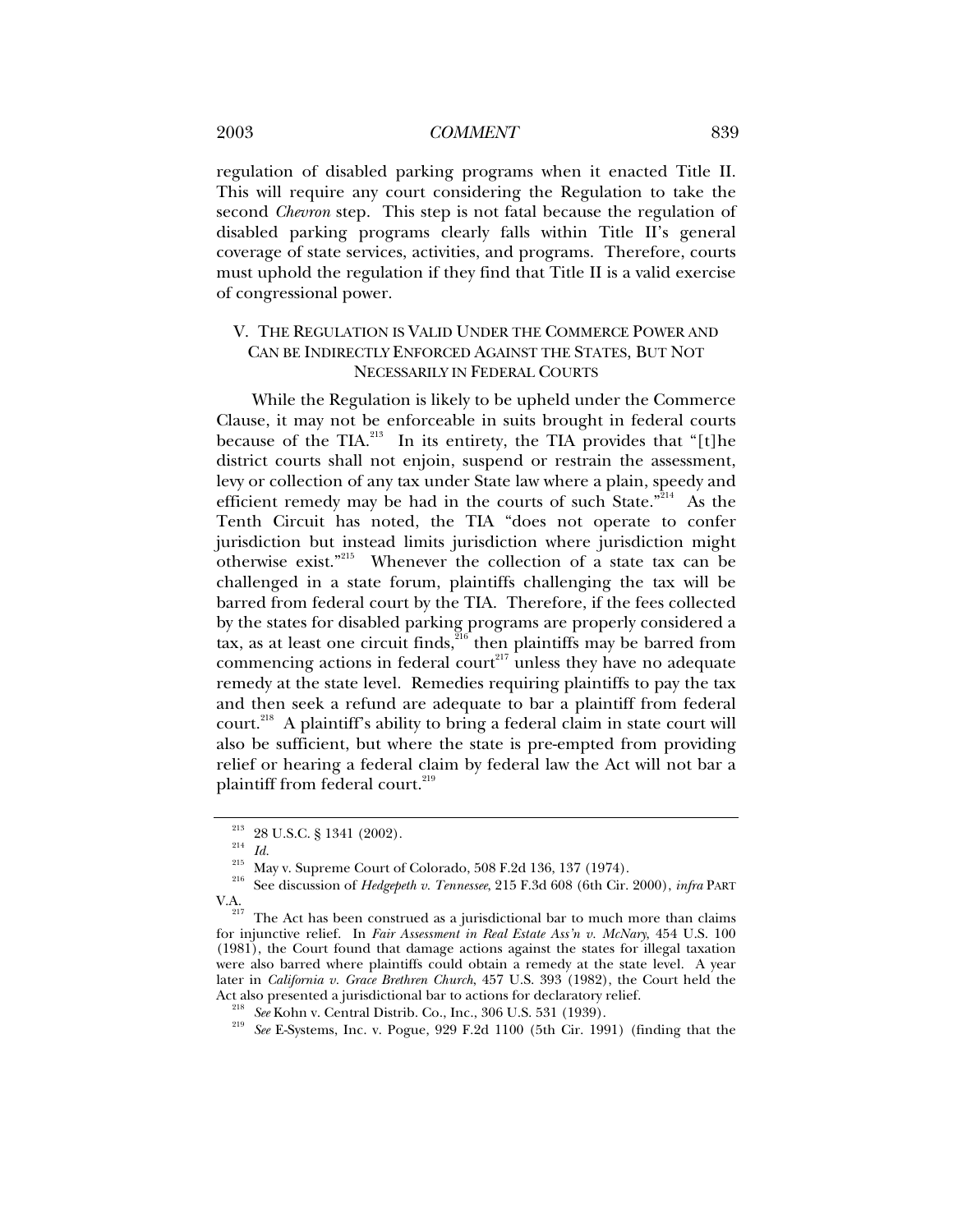regulation of disabled parking programs when it enacted Title II. This will require any court considering the Regulation to take the second *Chevron* step. This step is not fatal because the regulation of disabled parking programs clearly falls within Title II's general coverage of state services, activities, and programs. Therefore, courts must uphold the regulation if they find that Title II is a valid exercise of congressional power.

## V. THE REGULATION IS VALID UNDER THE COMMERCE POWER AND CAN BE INDIRECTLY ENFORCED AGAINST THE STATES, BUT NOT NECESSARILY IN FEDERAL COURTS

While the Regulation is likely to be upheld under the Commerce Clause, it may not be enforceable in suits brought in federal courts because of the TIA.[213] In its entirety, the TIA provides that "[t]he district courts shall not enjoin, suspend or restrain the assessment, levy or collection of any tax under State law where a plain, speedy and efficient remedy may be had in the courts of such State."[214] As the Tenth Circuit has noted, the TIA "does not operate to confer jurisdiction but instead limits jurisdiction where jurisdiction might otherwise exist."[215] Whenever the collection of a state tax can be challenged in a state forum, plaintiffs challenging the tax will be barred from federal court by the TIA. Therefore, if the fees collected by the states for disabled parking programs are properly considered a tax, as at least one circuit finds,[216] then plaintiffs may be barred from commencing actions in federal court[217] unless they have no adequate remedy at the state level. Remedies requiring plaintiffs to pay the tax and then seek a refund are adequate to bar a plaintiff from federal court.[218] A plaintiff's ability to bring a federal claim in state court will also be sufficient, but where the state is pre-empted from providing relief or hearing a federal claim by federal law the Act will not bar a plaintiff from federal court.[219]

---

[213] 28 U.S.C. § 1341 (2002).

[214] *Id.*

[215] May v. Supreme Court of Colorado, 508 F.2d 136, 137 (1974).

[216] See discussion of *Hedgepeth v. Tennessee*, 215 F.3d 608 (6th Cir. 2000), *infra* PART V.A.

[217] The Act has been construed as a jurisdictional bar to much more than claims for injunctive relief. In *Fair Assessment in Real Estate Ass'n v. McNary*, 454 U.S. 100 (1981), the Court found that damage actions against the states for illegal taxation were also barred where plaintiffs could obtain a remedy at the state level. A year later in *California v. Grace Brethren Church*, 457 U.S. 393 (1982), the Court held the Act also presented a jurisdictional bar to actions for declaratory relief.

[218] *See* Kohn v. Central Distrib. Co., Inc., 306 U.S. 531 (1939).

[219] *See* E-Systems, Inc. v. Pogue, 929 F.2d 1100 (5th Cir. 1991) (finding that the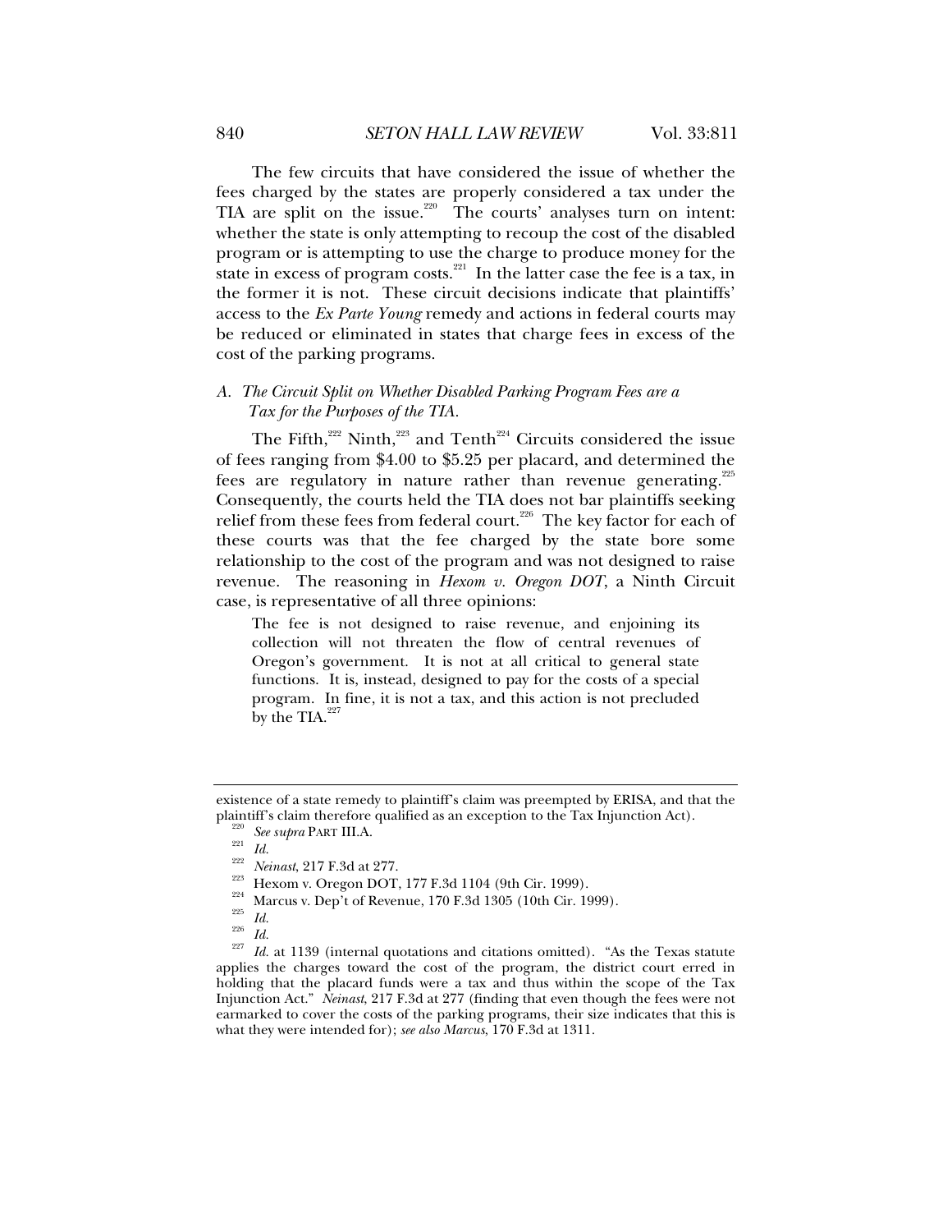The few circuits that have considered the issue of whether the fees charged by the states are properly considered a tax under the TIA are split on the issue.[220] The courts' analyses turn on intent: whether the state is only attempting to recoup the cost of the disabled program or is attempting to use the charge to produce money for the state in excess of program costs.[221] In the latter case the fee is a tax, in the former it is not. These circuit decisions indicate that plaintiffs' access to the *Ex Parte Young* remedy and actions in federal courts may be reduced or eliminated in states that charge fees in excess of the cost of the parking programs.

### *A. The Circuit Split on Whether Disabled Parking Program Fees are a Tax for the Purposes of the TIA.*

The Fifth,[222] Ninth,[223] and Tenth[224] Circuits considered the issue of fees ranging from $4.00 to $5.25 per placard, and determined the fees are regulatory in nature rather than revenue generating.[225] Consequently, the courts held the TIA does not bar plaintiffs seeking relief from these fees from federal court.[226] The key factor for each of these courts was that the fee charged by the state bore some relationship to the cost of the program and was not designed to raise revenue. The reasoning in *Hexom v. Oregon DOT*, a Ninth Circuit case, is representative of all three opinions:

> The fee is not designed to raise revenue, and enjoining its collection will not threaten the flow of central revenues of Oregon's government. It is not at all critical to general state functions. It is, instead, designed to pay for the costs of a special program. In fine, it is not a tax, and this action is not precluded by the TIA.[227]

---

existence of a state remedy to plaintiff's claim was preempted by ERISA, and that the plaintiff's claim therefore qualified as an exception to the Tax Injunction Act).

[220] *See supra* PART III.A.

[221] *Id.*

[222] *Neinast*, 217 F.3d at 277.

[223] Hexom v. Oregon DOT, 177 F.3d 1104 (9th Cir. 1999).

[224] Marcus v. Dep't of Revenue, 170 F.3d 1305 (10th Cir. 1999).

[225] *Id.*

[226] *Id.*

[227] *Id.* at 1139 (internal quotations and citations omitted). "As the Texas statute applies the charges toward the cost of the program, the district court erred in holding that the placard funds were a tax and thus within the scope of the Tax Injunction Act." *Neinast*, 217 F.3d at 277 (finding that even though the fees were not earmarked to cover the costs of the parking programs, their size indicates that this is what they were intended for); *see also Marcus*, 170 F.3d at 1311.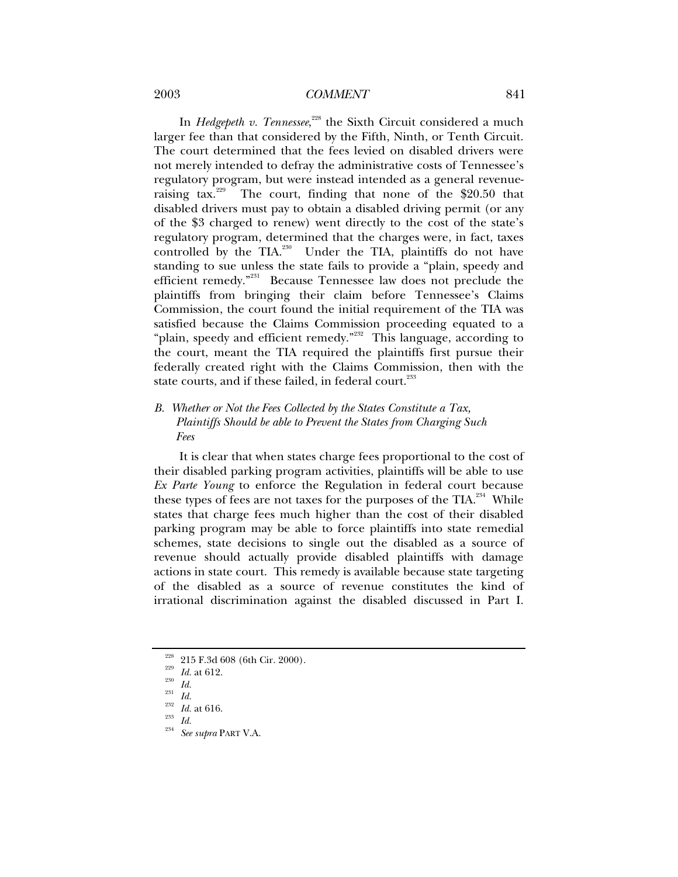In *Hedgepeth v. Tennessee*,[228] the Sixth Circuit considered a much larger fee than that considered by the Fifth, Ninth, or Tenth Circuit. The court determined that the fees levied on disabled drivers were not merely intended to defray the administrative costs of Tennessee's regulatory program, but were instead intended as a general revenue-raising tax.[229] The court, finding that none of the $20.50 that disabled drivers must pay to obtain a disabled driving permit (or any of the $3 charged to renew) went directly to the cost of the state's regulatory program, determined that the charges were, in fact, taxes controlled by the TIA.[230] Under the TIA, plaintiffs do not have standing to sue unless the state fails to provide a "plain, speedy and efficient remedy."[231] Because Tennessee law does not preclude the plaintiffs from bringing their claim before Tennessee's Claims Commission, the court found the initial requirement of the TIA was satisfied because the Claims Commission proceeding equated to a "plain, speedy and efficient remedy."[232] This language, according to the court, meant the TIA required the plaintiffs first pursue their federally created right with the Claims Commission, then with the state courts, and if these failed, in federal court.[233]

### *B. Whether or Not the Fees Collected by the States Constitute a Tax, Plaintiffs Should be able to Prevent the States from Charging Such Fees*

It is clear that when states charge fees proportional to the cost of their disabled parking program activities, plaintiffs will be able to use *Ex Parte Young* to enforce the Regulation in federal court because these types of fees are not taxes for the purposes of the TIA.[234] While states that charge fees much higher than the cost of their disabled parking program may be able to force plaintiffs into state remedial schemes, state decisions to single out the disabled as a source of revenue should actually provide disabled plaintiffs with damage actions in state court. This remedy is available because state targeting of the disabled as a source of revenue constitutes the kind of irrational discrimination against the disabled discussed in Part I.

---

[228] 215 F.3d 608 (6th Cir. 2000).

[229] *Id.* at 612.

[230] *Id.*

[231] *Id.*

[232] *Id.* at 616.

[233] *Id.*

[234] *See supra* PART V.A.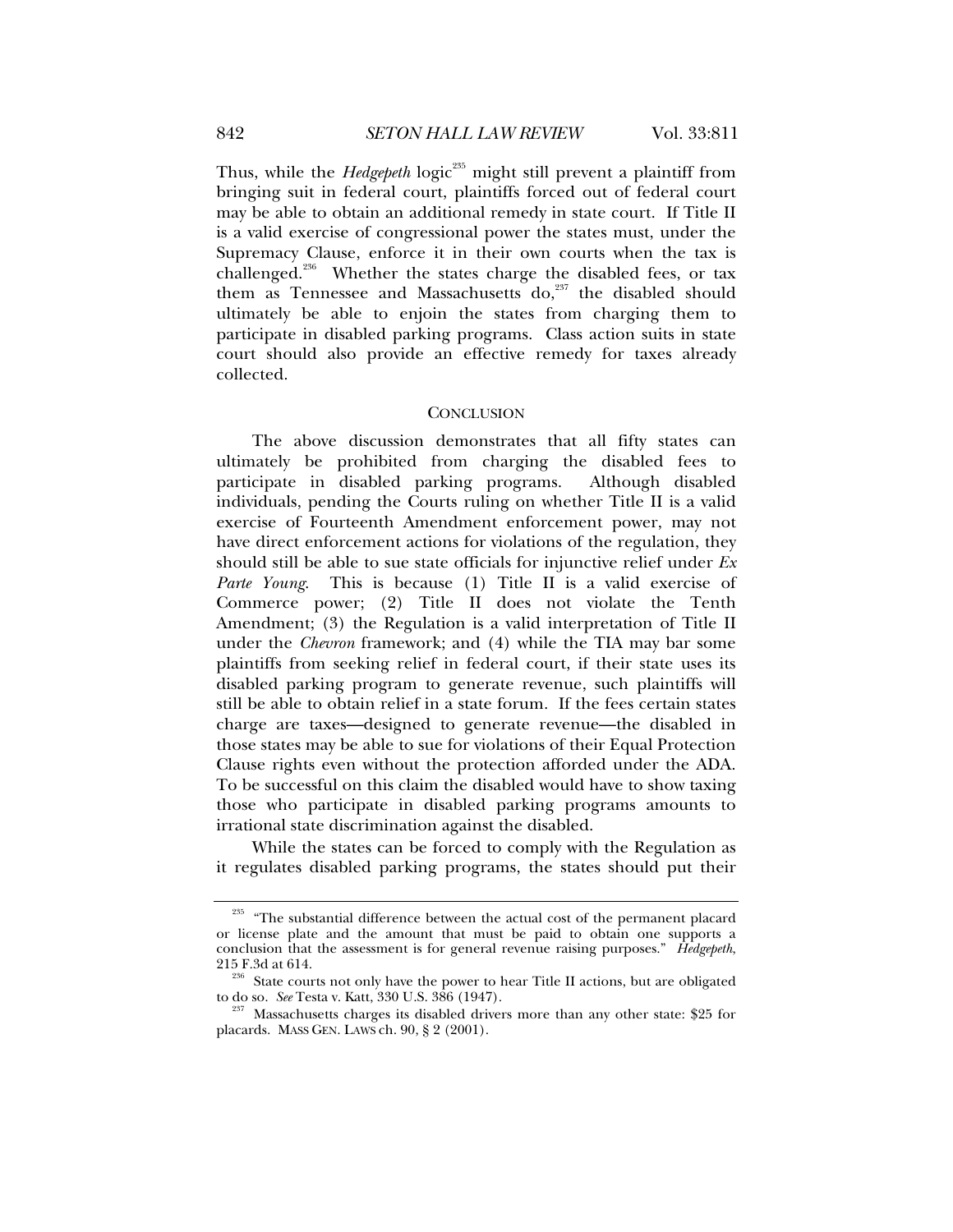Thus, while the *Hedgepeth* logic[235] might still prevent a plaintiff from bringing suit in federal court, plaintiffs forced out of federal court may be able to obtain an additional remedy in state court. If Title II is a valid exercise of congressional power the states must, under the Supremacy Clause, enforce it in their own courts when the tax is challenged.[236] Whether the states charge the disabled fees, or tax them as Tennessee and Massachusetts do,[237] the disabled should ultimately be able to enjoin the states from charging them to participate in disabled parking programs. Class action suits in state court should also provide an effective remedy for taxes already collected.

## CONCLUSION

The above discussion demonstrates that all fifty states can ultimately be prohibited from charging the disabled fees to participate in disabled parking programs. Although disabled individuals, pending the Courts ruling on whether Title II is a valid exercise of Fourteenth Amendment enforcement power, may not have direct enforcement actions for violations of the regulation, they should still be able to sue state officials for injunctive relief under *Ex Parte Young*. This is because (1) Title II is a valid exercise of Commerce power; (2) Title II does not violate the Tenth Amendment; (3) the Regulation is a valid interpretation of Title II under the *Chevron* framework; and (4) while the TIA may bar some plaintiffs from seeking relief in federal court, if their state uses its disabled parking program to generate revenue, such plaintiffs will still be able to obtain relief in a state forum. If the fees certain states charge are taxes—designed to generate revenue—the disabled in those states may be able to sue for violations of their Equal Protection Clause rights even without the protection afforded under the ADA. To be successful on this claim the disabled would have to show taxing those who participate in disabled parking programs amounts to irrational state discrimination against the disabled.

While the states can be forced to comply with the Regulation as it regulates disabled parking programs, the states should put their

---

[235] "The substantial difference between the actual cost of the permanent placard or license plate and the amount that must be paid to obtain one supports a conclusion that the assessment is for general revenue raising purposes." *Hedgepeth*, 215 F.3d at 614.

[236] State courts not only have the power to hear Title II actions, but are obligated to do so. *See* Testa v. Katt, 330 U.S. 386 (1947).

[237] Massachusetts charges its disabled drivers more than any other state: $25 for placards. MASS GEN. LAWS ch. 90, § 2 (2001).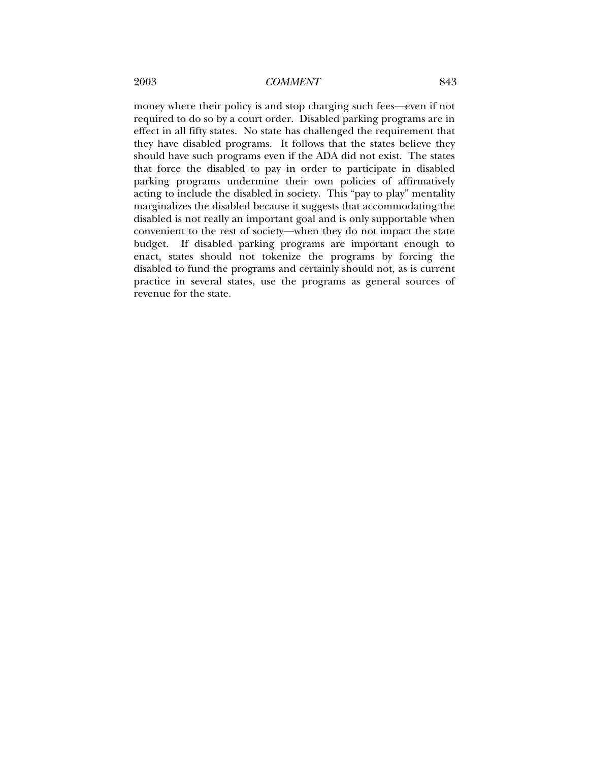money where their policy is and stop charging such fees—even if not required to do so by a court order. Disabled parking programs are in effect in all fifty states. No state has challenged the requirement that they have disabled programs. It follows that the states believe they should have such programs even if the ADA did not exist. The states that force the disabled to pay in order to participate in disabled parking programs undermine their own policies of affirmatively acting to include the disabled in society. This "pay to play" mentality marginalizes the disabled because it suggests that accommodating the disabled is not really an important goal and is only supportable when convenient to the rest of society—when they do not impact the state budget. If disabled parking programs are important enough to enact, states should not tokenize the programs by forcing the disabled to fund the programs and certainly should not, as is current practice in several states, use the programs as general sources of revenue for the state.